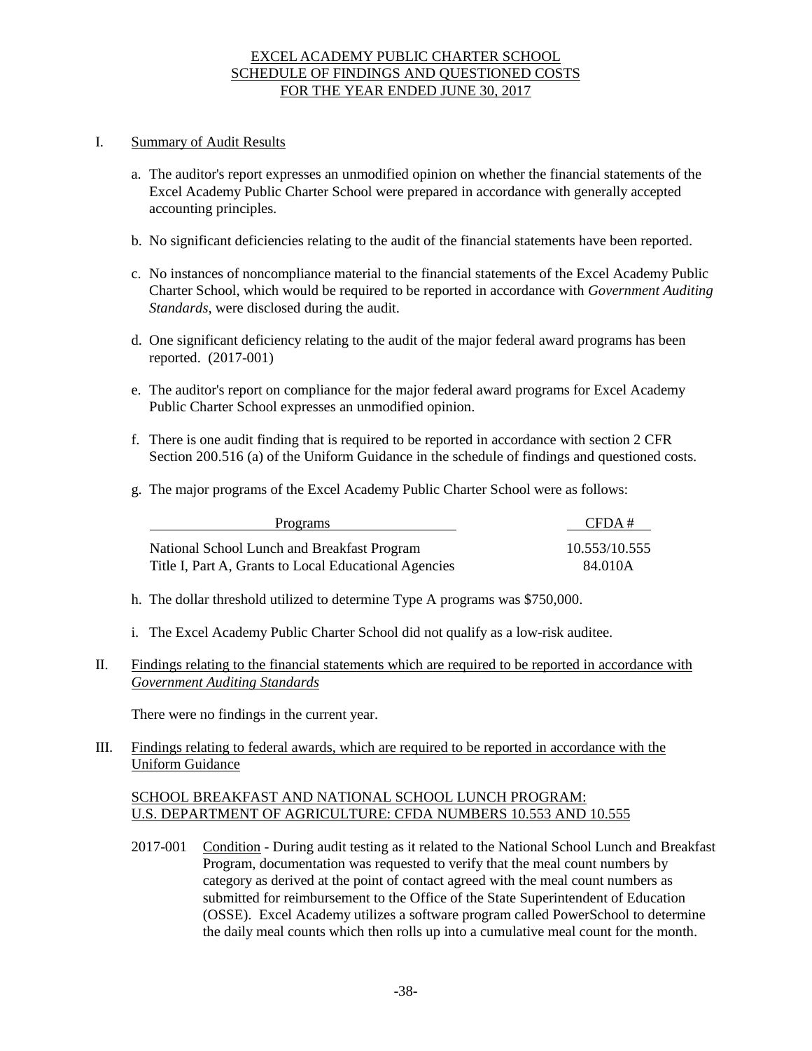# EXCEL ACADEMY PUBLIC CHARTER SCHOOL
## SCHEDULE OF FINDINGS AND QUESTIONED COSTS
## FOR THE YEAR ENDED JUNE 30, 2017

I. Summary of Audit Results

a. The auditor's report expresses an unmodified opinion on whether the financial statements of the Excel Academy Public Charter School were prepared in accordance with generally accepted accounting principles.

b. No significant deficiencies relating to the audit of the financial statements have been reported.

c. No instances of noncompliance material to the financial statements of the Excel Academy Public Charter School, which would be required to be reported in accordance with *Government Auditing Standards*, were disclosed during the audit.

d. One significant deficiency relating to the audit of the major federal award programs has been reported. (2017-001)

e. The auditor's report on compliance for the major federal award programs for Excel Academy Public Charter School expresses an unmodified opinion.

f. There is one audit finding that is required to be reported in accordance with section 2 CFR Section 200.516 (a) of the Uniform Guidance in the schedule of findings and questioned costs.

g. The major programs of the Excel Academy Public Charter School were as follows:

| Programs | CFDA # |
|---|---|
| National School Lunch and Breakfast Program | 10.553/10.555 |
| Title I, Part A, Grants to Local Educational Agencies | 84.010A |

h. The dollar threshold utilized to determine Type A programs was $750,000.

i. The Excel Academy Public Charter School did not qualify as a low-risk auditee.

II. Findings relating to the financial statements which are required to be reported in accordance with *Government Auditing Standards*

There were no findings in the current year.

III. Findings relating to federal awards, which are required to be reported in accordance with the Uniform Guidance

SCHOOL BREAKFAST AND NATIONAL SCHOOL LUNCH PROGRAM:
U.S. DEPARTMENT OF AGRICULTURE: CFDA NUMBERS 10.553 AND 10.555

2017-001 Condition - During audit testing as it related to the National School Lunch and Breakfast Program, documentation was requested to verify that the meal count numbers by category as derived at the point of contact agreed with the meal count numbers as submitted for reimbursement to the Office of the State Superintendent of Education (OSSE). Excel Academy utilizes a software program called PowerSchool to determine the daily meal counts which then rolls up into a cumulative meal count for the month.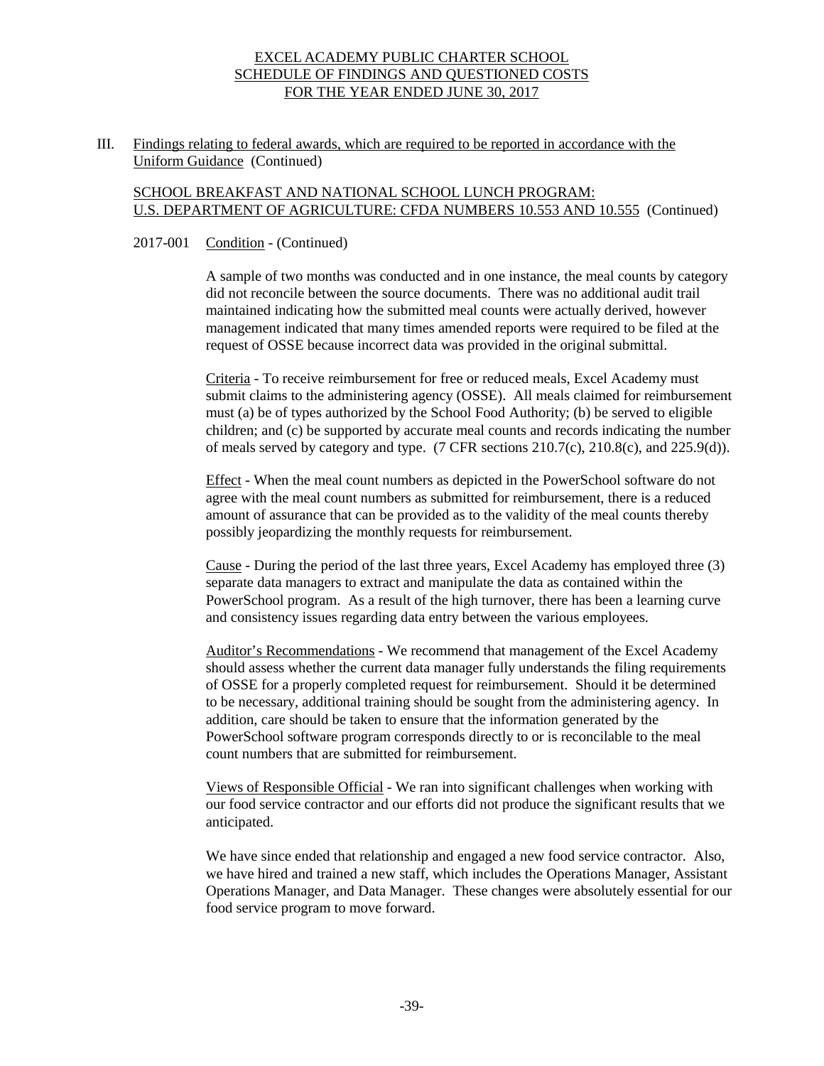# EXCEL ACADEMY PUBLIC CHARTER SCHOOL
## SCHEDULE OF FINDINGS AND QUESTIONED COSTS
## FOR THE YEAR ENDED JUNE 30, 2017

III. Findings relating to federal awards, which are required to be reported in accordance with the Uniform Guidance (Continued)

SCHOOL BREAKFAST AND NATIONAL SCHOOL LUNCH PROGRAM:
U.S. DEPARTMENT OF AGRICULTURE: CFDA NUMBERS 10.553 AND 10.555 (Continued)

2017-001 Condition - (Continued)

A sample of two months was conducted and in one instance, the meal counts by category did not reconcile between the source documents. There was no additional audit trail maintained indicating how the submitted meal counts were actually derived, however management indicated that many times amended reports were required to be filed at the request of OSSE because incorrect data was provided in the original submittal.

Criteria - To receive reimbursement for free or reduced meals, Excel Academy must submit claims to the administering agency (OSSE). All meals claimed for reimbursement must (a) be of types authorized by the School Food Authority; (b) be served to eligible children; and (c) be supported by accurate meal counts and records indicating the number of meals served by category and type. (7 CFR sections 210.7(c), 210.8(c), and 225.9(d)).

Effect - When the meal count numbers as depicted in the PowerSchool software do not agree with the meal count numbers as submitted for reimbursement, there is a reduced amount of assurance that can be provided as to the validity of the meal counts thereby possibly jeopardizing the monthly requests for reimbursement.

Cause - During the period of the last three years, Excel Academy has employed three (3) separate data managers to extract and manipulate the data as contained within the PowerSchool program. As a result of the high turnover, there has been a learning curve and consistency issues regarding data entry between the various employees.

Auditor's Recommendations - We recommend that management of the Excel Academy should assess whether the current data manager fully understands the filing requirements of OSSE for a properly completed request for reimbursement. Should it be determined to be necessary, additional training should be sought from the administering agency. In addition, care should be taken to ensure that the information generated by the PowerSchool software program corresponds directly to or is reconcilable to the meal count numbers that are submitted for reimbursement.

Views of Responsible Official - We ran into significant challenges when working with our food service contractor and our efforts did not produce the significant results that we anticipated.

We have since ended that relationship and engaged a new food service contractor. Also, we have hired and trained a new staff, which includes the Operations Manager, Assistant Operations Manager, and Data Manager. These changes were absolutely essential for our food service program to move forward.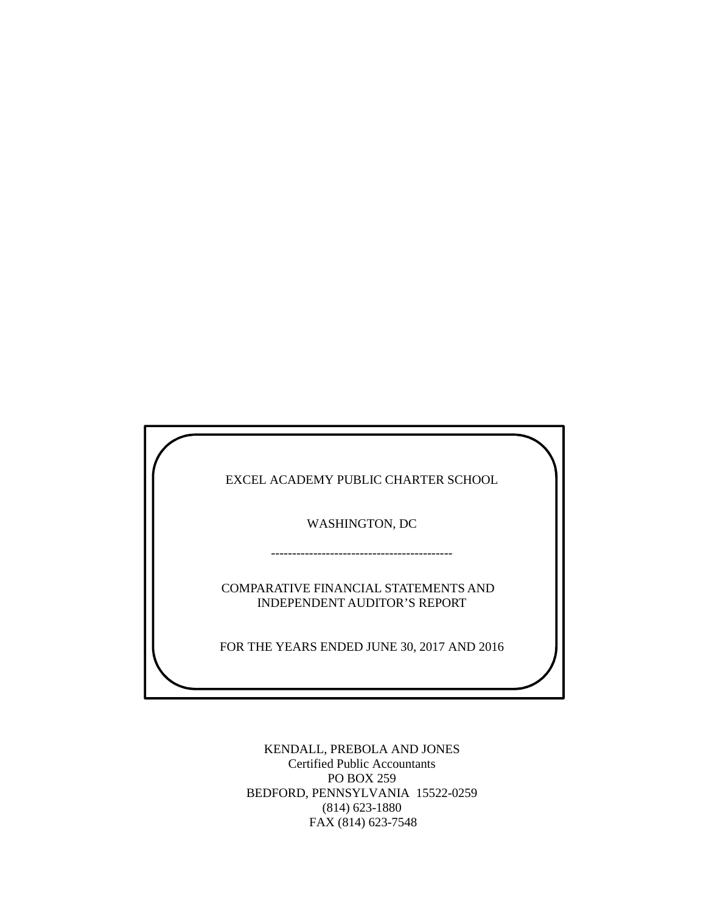EXCEL ACADEMY PUBLIC CHARTER SCHOOL

WASHINGTON, DC

-------------------------------------------

COMPARATIVE FINANCIAL STATEMENTS AND INDEPENDENT AUDITOR'S REPORT

FOR THE YEARS ENDED JUNE 30, 2017 AND 2016

KENDALL, PREBOLA AND JONES
Certified Public Accountants
PO BOX 259
BEDFORD, PENNSYLVANIA 15522-0259
(814) 623-1880
FAX (814) 623-7548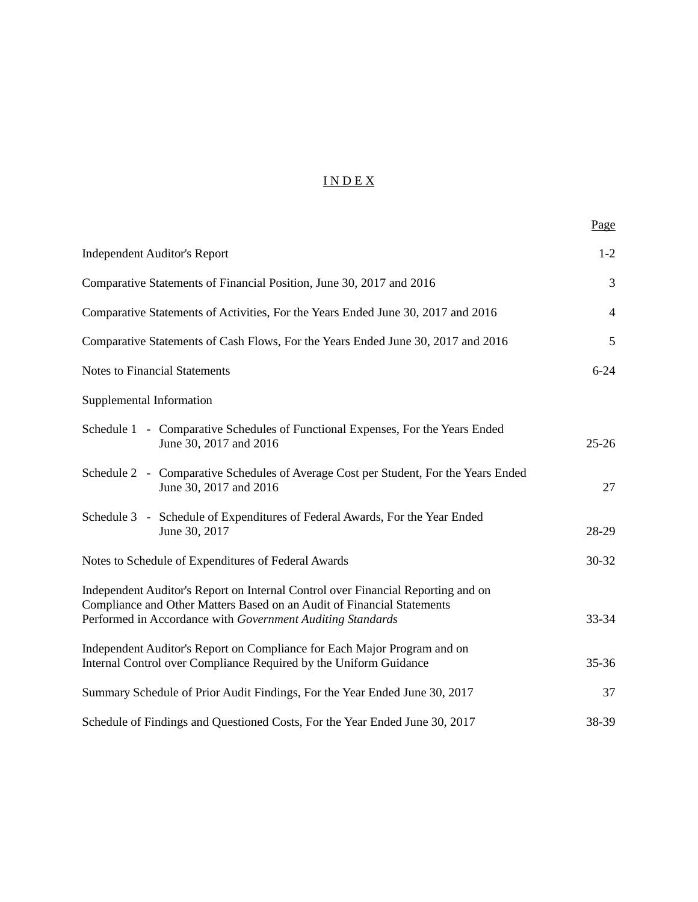# I N D E X

| | Page |
|---|---|
| Independent Auditor's Report | 1-2 |
| Comparative Statements of Financial Position, June 30, 2017 and 2016 | 3 |
| Comparative Statements of Activities, For the Years Ended June 30, 2017 and 2016 | 4 |
| Comparative Statements of Cash Flows, For the Years Ended June 30, 2017 and 2016 | 5 |
| Notes to Financial Statements | 6-24 |
| Supplemental Information | |
| Schedule 1 - Comparative Schedules of Functional Expenses, For the Years Ended June 30, 2017 and 2016 | 25-26 |
| Schedule 2 - Comparative Schedules of Average Cost per Student, For the Years Ended June 30, 2017 and 2016 | 27 |
| Schedule 3 - Schedule of Expenditures of Federal Awards, For the Year Ended June 30, 2017 | 28-29 |
| Notes to Schedule of Expenditures of Federal Awards | 30-32 |
| Independent Auditor's Report on Internal Control over Financial Reporting and on Compliance and Other Matters Based on an Audit of Financial Statements Performed in Accordance with *Government Auditing Standards* | 33-34 |
| Independent Auditor's Report on Compliance for Each Major Program and on Internal Control over Compliance Required by the Uniform Guidance | 35-36 |
| Summary Schedule of Prior Audit Findings, For the Year Ended June 30, 2017 | 37 |
| Schedule of Findings and Questioned Costs, For the Year Ended June 30, 2017 | 38-39 |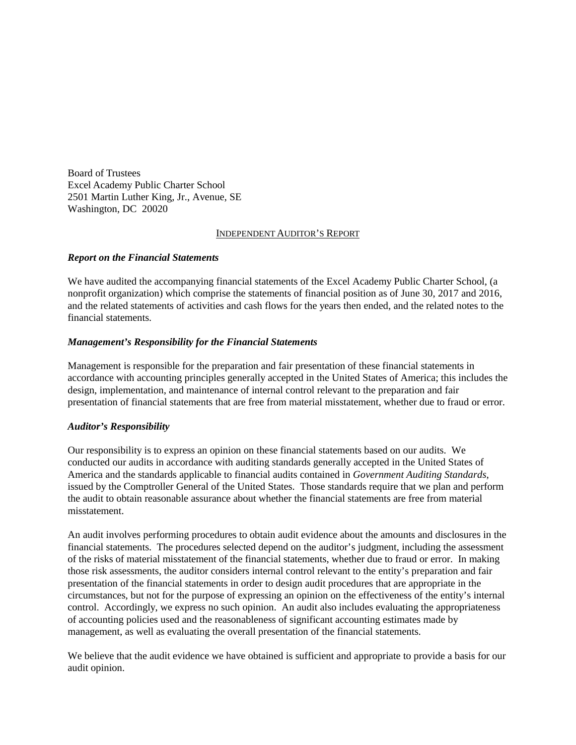Board of Trustees
Excel Academy Public Charter School
2501 Martin Luther King, Jr., Avenue, SE
Washington, DC 20020

INDEPENDENT AUDITOR'S REPORT

***Report on the Financial Statements***

We have audited the accompanying financial statements of the Excel Academy Public Charter School, (a nonprofit organization) which comprise the statements of financial position as of June 30, 2017 and 2016, and the related statements of activities and cash flows for the years then ended, and the related notes to the financial statements.

***Management's Responsibility for the Financial Statements***

Management is responsible for the preparation and fair presentation of these financial statements in accordance with accounting principles generally accepted in the United States of America; this includes the design, implementation, and maintenance of internal control relevant to the preparation and fair presentation of financial statements that are free from material misstatement, whether due to fraud or error.

***Auditor's Responsibility***

Our responsibility is to express an opinion on these financial statements based on our audits. We conducted our audits in accordance with auditing standards generally accepted in the United States of America and the standards applicable to financial audits contained in *Government Auditing Standards*, issued by the Comptroller General of the United States. Those standards require that we plan and perform the audit to obtain reasonable assurance about whether the financial statements are free from material misstatement.

An audit involves performing procedures to obtain audit evidence about the amounts and disclosures in the financial statements. The procedures selected depend on the auditor's judgment, including the assessment of the risks of material misstatement of the financial statements, whether due to fraud or error. In making those risk assessments, the auditor considers internal control relevant to the entity's preparation and fair presentation of the financial statements in order to design audit procedures that are appropriate in the circumstances, but not for the purpose of expressing an opinion on the effectiveness of the entity's internal control. Accordingly, we express no such opinion. An audit also includes evaluating the appropriateness of accounting policies used and the reasonableness of significant accounting estimates made by management, as well as evaluating the overall presentation of the financial statements.

We believe that the audit evidence we have obtained is sufficient and appropriate to provide a basis for our audit opinion.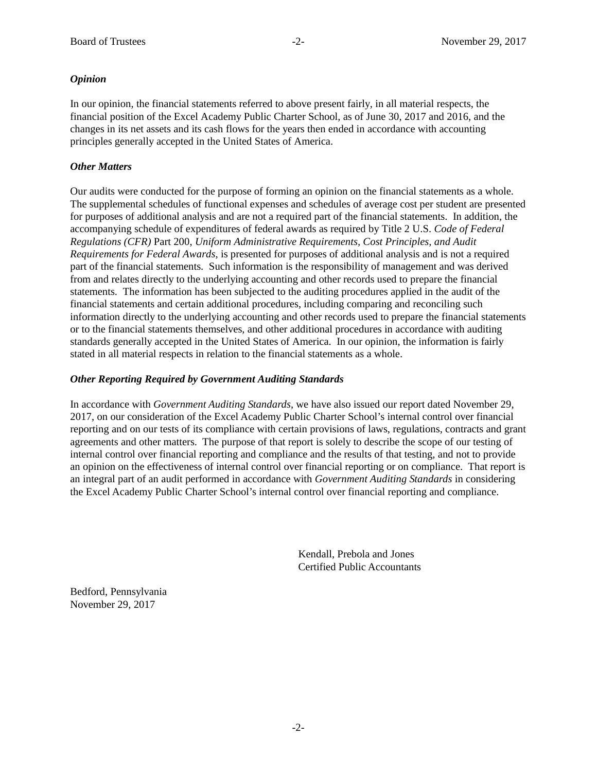***Opinion***

In our opinion, the financial statements referred to above present fairly, in all material respects, the financial position of the Excel Academy Public Charter School, as of June 30, 2017 and 2016, and the changes in its net assets and its cash flows for the years then ended in accordance with accounting principles generally accepted in the United States of America.

***Other Matters***

Our audits were conducted for the purpose of forming an opinion on the financial statements as a whole. The supplemental schedules of functional expenses and schedules of average cost per student are presented for purposes of additional analysis and are not a required part of the financial statements. In addition, the accompanying schedule of expenditures of federal awards as required by Title 2 U.S. *Code of Federal Regulations (CFR)* Part 200, *Uniform Administrative Requirements, Cost Principles, and Audit Requirements for Federal Awards*, is presented for purposes of additional analysis and is not a required part of the financial statements. Such information is the responsibility of management and was derived from and relates directly to the underlying accounting and other records used to prepare the financial statements. The information has been subjected to the auditing procedures applied in the audit of the financial statements and certain additional procedures, including comparing and reconciling such information directly to the underlying accounting and other records used to prepare the financial statements or to the financial statements themselves, and other additional procedures in accordance with auditing standards generally accepted in the United States of America. In our opinion, the information is fairly stated in all material respects in relation to the financial statements as a whole.

***Other Reporting Required by Government Auditing Standards***

In accordance with *Government Auditing Standards*, we have also issued our report dated November 29, 2017, on our consideration of the Excel Academy Public Charter School's internal control over financial reporting and on our tests of its compliance with certain provisions of laws, regulations, contracts and grant agreements and other matters. The purpose of that report is solely to describe the scope of our testing of internal control over financial reporting and compliance and the results of that testing, and not to provide an opinion on the effectiveness of internal control over financial reporting or on compliance. That report is an integral part of an audit performed in accordance with *Government Auditing Standards* in considering the Excel Academy Public Charter School's internal control over financial reporting and compliance.

Kendall, Prebola and Jones
Certified Public Accountants

Bedford, Pennsylvania
November 29, 2017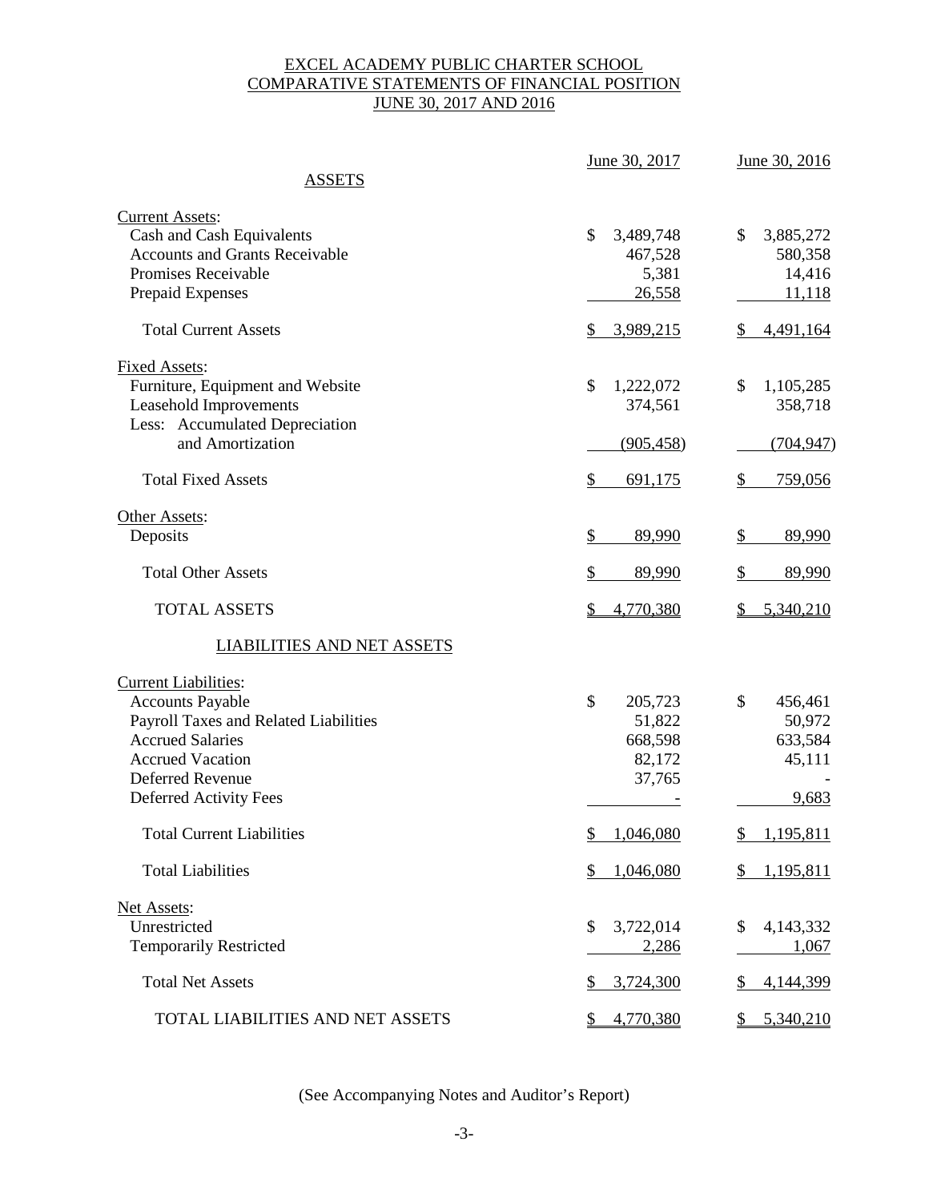# EXCEL ACADEMY PUBLIC CHARTER SCHOOL
## COMPARATIVE STATEMENTS OF FINANCIAL POSITION
## JUNE 30, 2017 AND 2016

| | June 30, 2017 | June 30, 2016 |
|---|---|---|
| **ASSETS** | | |
| Current Assets: | | |
| Cash and Cash Equivalents | $ 3,489,748 | $ 3,885,272 |
| Accounts and Grants Receivable | 467,528 | 580,358 |
| Promises Receivable | 5,381 | 14,416 |
| Prepaid Expenses | 26,558 | 11,118 |
| Total Current Assets | $ 3,989,215 | $ 4,491,164 |
| Fixed Assets: | | |
| Furniture, Equipment and Website | $ 1,222,072 | $ 1,105,285 |
| Leasehold Improvements | 374,561 | 358,718 |
| Less: Accumulated Depreciation and Amortization | (905,458) | (704,947) |
| Total Fixed Assets | $ 691,175 | $ 759,056 |
| Other Assets: | | |
| Deposits | $ 89,990 | $ 89,990 |
| Total Other Assets | $ 89,990 | $ 89,990 |
| TOTAL ASSETS | $ 4,770,380 | $ 5,340,210 |
| **LIABILITIES AND NET ASSETS** | | |
| Current Liabilities: | | |
| Accounts Payable | $ 205,723 | $ 456,461 |
| Payroll Taxes and Related Liabilities | 51,822 | 50,972 |
| Accrued Salaries | 668,598 | 633,584 |
| Accrued Vacation | 82,172 | 45,111 |
| Deferred Revenue | 37,765 | - |
| Deferred Activity Fees | - | 9,683 |
| Total Current Liabilities | $ 1,046,080 | $ 1,195,811 |
| Total Liabilities | $ 1,046,080 | $ 1,195,811 |
| Net Assets: | | |
| Unrestricted | $ 3,722,014 | $ 4,143,332 |
| Temporarily Restricted | 2,286 | 1,067 |
| Total Net Assets | $ 3,724,300 | $ 4,144,399 |
| TOTAL LIABILITIES AND NET ASSETS | $ 4,770,380 | $ 5,340,210 |

(See Accompanying Notes and Auditor's Report)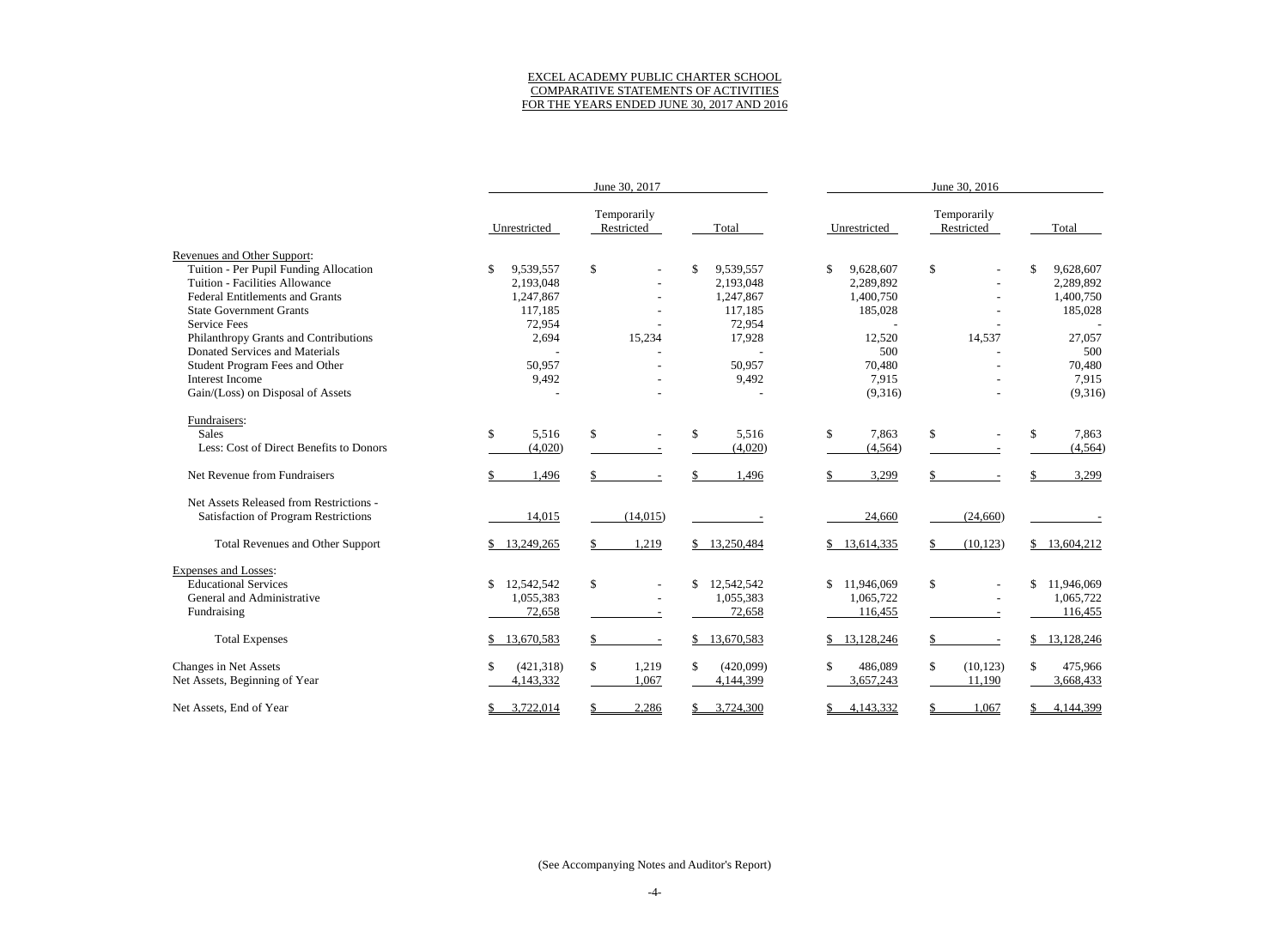EXCEL ACADEMY PUBLIC CHARTER SCHOOL
COMPARATIVE STATEMENTS OF ACTIVITIES
FOR THE YEARS ENDED JUNE 30, 2017 AND 2016

| | June 30, 2017 | | | June 30, 2016 | | |
|---|---|---|---|---|---|---|
| | Unrestricted | Temporarily Restricted | Total | Unrestricted | Temporarily Restricted | Total |
| Revenues and Other Support: | | | | | | |
| Tuition - Per Pupil Funding Allocation | $ 9,539,557 | $ - | $ 9,539,557 | $ 9,628,607 | $ - | $ 9,628,607 |
| Tuition - Facilities Allowance | 2,193,048 | - | 2,193,048 | 2,289,892 | - | 2,289,892 |
| Federal Entitlements and Grants | 1,247,867 | - | 1,247,867 | 1,400,750 | - | 1,400,750 |
| State Government Grants | 117,185 | - | 117,185 | 185,028 | - | 185,028 |
| Service Fees | 72,954 | - | 72,954 | - | - | - |
| Philanthropy Grants and Contributions | 2,694 | 15,234 | 17,928 | 12,520 | 14,537 | 27,057 |
| Donated Services and Materials | - | - | - | 500 | - | 500 |
| Student Program Fees and Other | 50,957 | - | 50,957 | 70,480 | - | 70,480 |
| Interest Income | 9,492 | - | 9,492 | 7,915 | - | 7,915 |
| Gain/(Loss) on Disposal of Assets | - | - | - | (9,316) | - | (9,316) |
| Fundraisers: | | | | | | |
| Sales | $ 5,516 | $ - | $ 5,516 | $ 7,863 | $ - | $ 7,863 |
| Less: Cost of Direct Benefits to Donors | (4,020) | - | (4,020) | (4,564) | - | (4,564) |
| Net Revenue from Fundraisers | $ 1,496 | $ - | $ 1,496 | $ 3,299 | $ - | $ 3,299 |
| Net Assets Released from Restrictions - Satisfaction of Program Restrictions | 14,015 | (14,015) | - | 24,660 | (24,660) | - |
| Total Revenues and Other Support | $ 13,249,265 | $ 1,219 | $ 13,250,484 | $ 13,614,335 | $ (10,123) | $ 13,604,212 |
| Expenses and Losses: | | | | | | |
| Educational Services | $ 12,542,542 | $ - | $ 12,542,542 | $ 11,946,069 | $ - | $ 11,946,069 |
| General and Administrative | 1,055,383 | - | 1,055,383 | 1,065,722 | - | 1,065,722 |
| Fundraising | 72,658 | - | 72,658 | 116,455 | - | 116,455 |
| Total Expenses | $ 13,670,583 | $ - | $ 13,670,583 | $ 13,128,246 | $ - | $ 13,128,246 |
| Changes in Net Assets | $ (421,318) | $ 1,219 | $ (420,099) | $ 486,089 | $ (10,123) | $ 475,966 |
| Net Assets, Beginning of Year | 4,143,332 | 1,067 | 4,144,399 | 3,657,243 | 11,190 | 3,668,433 |
| Net Assets, End of Year | $ 3,722,014 | $ 2,286 | $ 3,724,300 | $ 4,143,332 | $ 1,067 | $ 4,144,399 |

(See Accompanying Notes and Auditor's Report)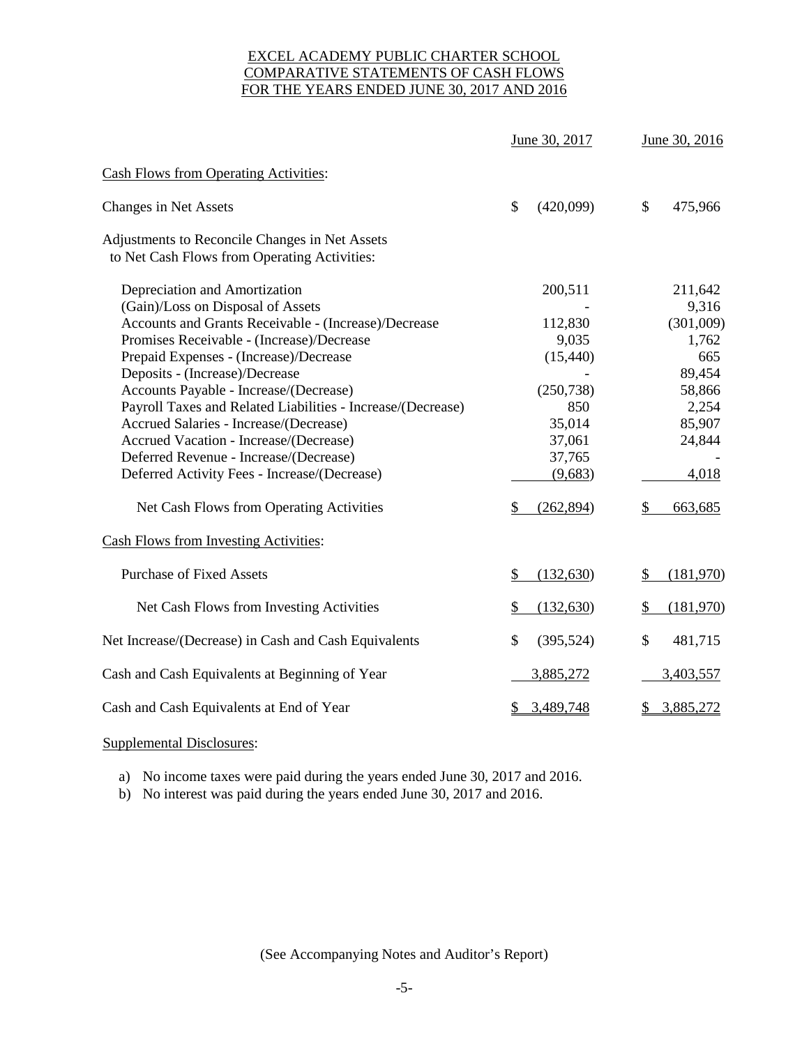# EXCEL ACADEMY PUBLIC CHARTER SCHOOL
## COMPARATIVE STATEMENTS OF CASH FLOWS
## FOR THE YEARS ENDED JUNE 30, 2017 AND 2016

| | June 30, 2017 | June 30, 2016 |
|---|---|---|
| Cash Flows from Operating Activities: | | |
| Changes in Net Assets | $ (420,099) | $ 475,966 |
| Adjustments to Reconcile Changes in Net Assets to Net Cash Flows from Operating Activities: | | |
| Depreciation and Amortization | 200,511 | 211,642 |
| (Gain)/Loss on Disposal of Assets | - | 9,316 |
| Accounts and Grants Receivable - (Increase)/Decrease | 112,830 | (301,009) |
| Promises Receivable - (Increase)/Decrease | 9,035 | 1,762 |
| Prepaid Expenses - (Increase)/Decrease | (15,440) | 665 |
| Deposits - (Increase)/Decrease | - | 89,454 |
| Accounts Payable - Increase/(Decrease) | (250,738) | 58,866 |
| Payroll Taxes and Related Liabilities - Increase/(Decrease) | 850 | 2,254 |
| Accrued Salaries - Increase/(Decrease) | 35,014 | 85,907 |
| Accrued Vacation - Increase/(Decrease) | 37,061 | 24,844 |
| Deferred Revenue - Increase/(Decrease) | 37,765 | - |
| Deferred Activity Fees - Increase/(Decrease) | (9,683) | 4,018 |
| Net Cash Flows from Operating Activities | $ (262,894) | $ 663,685 |
| Cash Flows from Investing Activities: | | |
| Purchase of Fixed Assets | $ (132,630) | $ (181,970) |
| Net Cash Flows from Investing Activities | $ (132,630) | $ (181,970) |
| Net Increase/(Decrease) in Cash and Cash Equivalents | $ (395,524) | $ 481,715 |
| Cash and Cash Equivalents at Beginning of Year | 3,885,272 | 3,403,557 |
| Cash and Cash Equivalents at End of Year | $ 3,489,748 | $ 3,885,272 |

Supplemental Disclosures:

a) No income taxes were paid during the years ended June 30, 2017 and 2016.
b) No interest was paid during the years ended June 30, 2017 and 2016.

(See Accompanying Notes and Auditor's Report)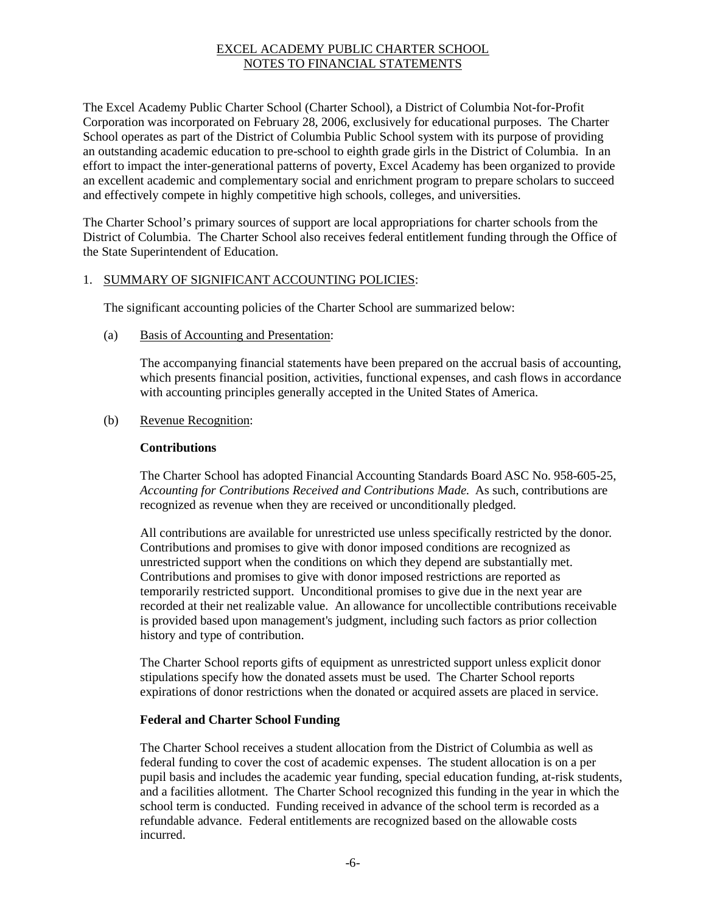# EXCEL ACADEMY PUBLIC CHARTER SCHOOL
## NOTES TO FINANCIAL STATEMENTS

The Excel Academy Public Charter School (Charter School), a District of Columbia Not-for-Profit Corporation was incorporated on February 28, 2006, exclusively for educational purposes. The Charter School operates as part of the District of Columbia Public School system with its purpose of providing an outstanding academic education to pre-school to eighth grade girls in the District of Columbia. In an effort to impact the inter-generational patterns of poverty, Excel Academy has been organized to provide an excellent academic and complementary social and enrichment program to prepare scholars to succeed and effectively compete in highly competitive high schools, colleges, and universities.

The Charter School's primary sources of support are local appropriations for charter schools from the District of Columbia. The Charter School also receives federal entitlement funding through the Office of the State Superintendent of Education.

1. SUMMARY OF SIGNIFICANT ACCOUNTING POLICIES:

The significant accounting policies of the Charter School are summarized below:

(a) Basis of Accounting and Presentation:

The accompanying financial statements have been prepared on the accrual basis of accounting, which presents financial position, activities, functional expenses, and cash flows in accordance with accounting principles generally accepted in the United States of America.

(b) Revenue Recognition:

**Contributions**

The Charter School has adopted Financial Accounting Standards Board ASC No. 958-605-25, *Accounting for Contributions Received and Contributions Made.* As such, contributions are recognized as revenue when they are received or unconditionally pledged.

All contributions are available for unrestricted use unless specifically restricted by the donor. Contributions and promises to give with donor imposed conditions are recognized as unrestricted support when the conditions on which they depend are substantially met. Contributions and promises to give with donor imposed restrictions are reported as temporarily restricted support. Unconditional promises to give due in the next year are recorded at their net realizable value. An allowance for uncollectible contributions receivable is provided based upon management's judgment, including such factors as prior collection history and type of contribution.

The Charter School reports gifts of equipment as unrestricted support unless explicit donor stipulations specify how the donated assets must be used. The Charter School reports expirations of donor restrictions when the donated or acquired assets are placed in service.

**Federal and Charter School Funding**

The Charter School receives a student allocation from the District of Columbia as well as federal funding to cover the cost of academic expenses. The student allocation is on a per pupil basis and includes the academic year funding, special education funding, at-risk students, and a facilities allotment. The Charter School recognized this funding in the year in which the school term is conducted. Funding received in advance of the school term is recorded as a refundable advance. Federal entitlements are recognized based on the allowable costs incurred.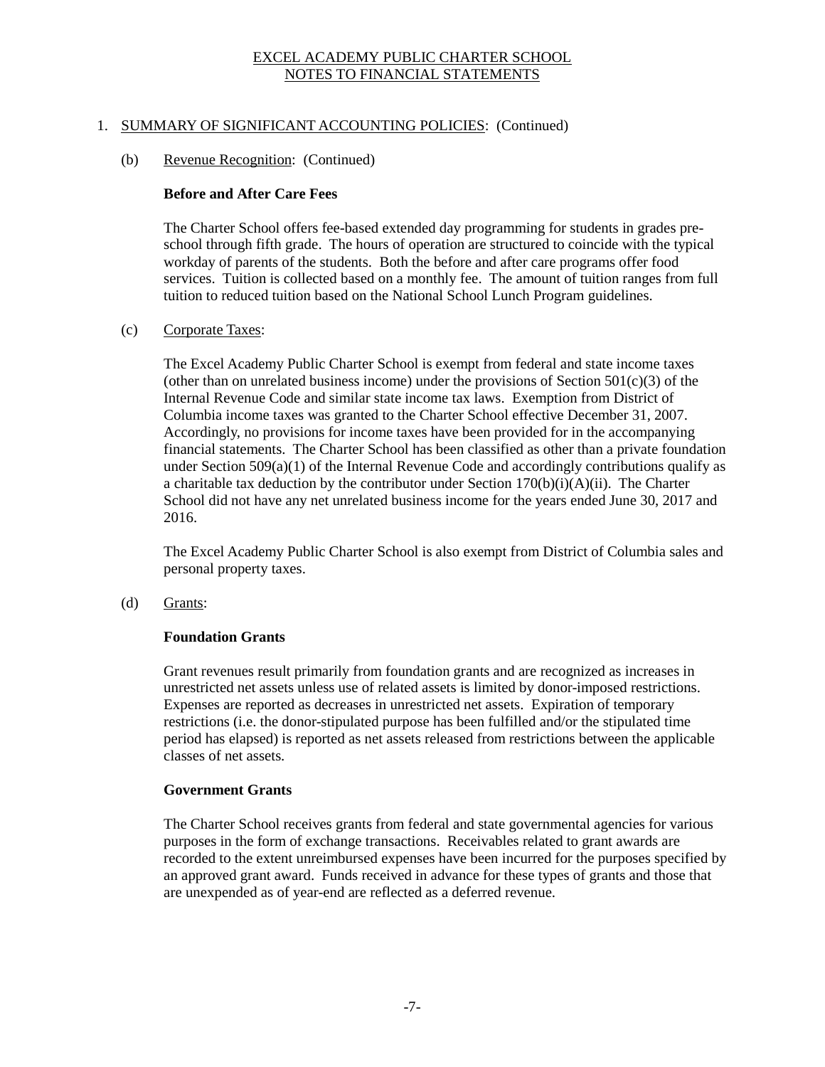EXCEL ACADEMY PUBLIC CHARTER SCHOOL
NOTES TO FINANCIAL STATEMENTS

1. SUMMARY OF SIGNIFICANT ACCOUNTING POLICIES: (Continued)

(b) Revenue Recognition: (Continued)

**Before and After Care Fees**

The Charter School offers fee-based extended day programming for students in grades pre-school through fifth grade. The hours of operation are structured to coincide with the typical workday of parents of the students. Both the before and after care programs offer food services. Tuition is collected based on a monthly fee. The amount of tuition ranges from full tuition to reduced tuition based on the National School Lunch Program guidelines.

(c) Corporate Taxes:

The Excel Academy Public Charter School is exempt from federal and state income taxes (other than on unrelated business income) under the provisions of Section 501(c)(3) of the Internal Revenue Code and similar state income tax laws. Exemption from District of Columbia income taxes was granted to the Charter School effective December 31, 2007. Accordingly, no provisions for income taxes have been provided for in the accompanying financial statements. The Charter School has been classified as other than a private foundation under Section 509(a)(1) of the Internal Revenue Code and accordingly contributions qualify as a charitable tax deduction by the contributor under Section 170(b)(i)(A)(ii). The Charter School did not have any net unrelated business income for the years ended June 30, 2017 and 2016.

The Excel Academy Public Charter School is also exempt from District of Columbia sales and personal property taxes.

(d) Grants:

**Foundation Grants**

Grant revenues result primarily from foundation grants and are recognized as increases in unrestricted net assets unless use of related assets is limited by donor-imposed restrictions. Expenses are reported as decreases in unrestricted net assets. Expiration of temporary restrictions (i.e. the donor-stipulated purpose has been fulfilled and/or the stipulated time period has elapsed) is reported as net assets released from restrictions between the applicable classes of net assets.

**Government Grants**

The Charter School receives grants from federal and state governmental agencies for various purposes in the form of exchange transactions. Receivables related to grant awards are recorded to the extent unreimbursed expenses have been incurred for the purposes specified by an approved grant award. Funds received in advance for these types of grants and those that are unexpended as of year-end are reflected as a deferred revenue.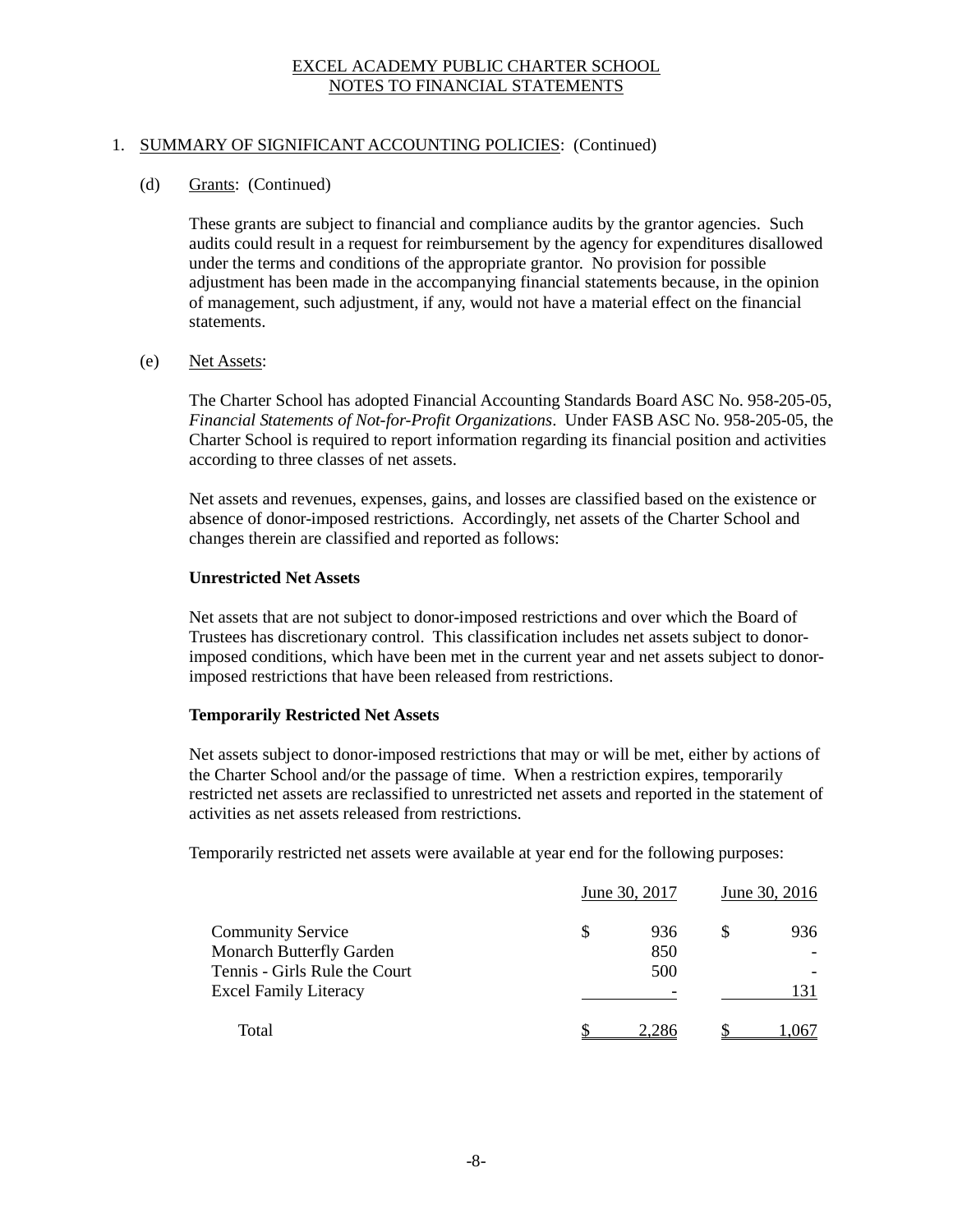# EXCEL ACADEMY PUBLIC CHARTER SCHOOL
## NOTES TO FINANCIAL STATEMENTS

1. SUMMARY OF SIGNIFICANT ACCOUNTING POLICIES: (Continued)

(d) Grants: (Continued)

These grants are subject to financial and compliance audits by the grantor agencies. Such audits could result in a request for reimbursement by the agency for expenditures disallowed under the terms and conditions of the appropriate grantor. No provision for possible adjustment has been made in the accompanying financial statements because, in the opinion of management, such adjustment, if any, would not have a material effect on the financial statements.

(e) Net Assets:

The Charter School has adopted Financial Accounting Standards Board ASC No. 958-205-05, *Financial Statements of Not-for-Profit Organizations*. Under FASB ASC No. 958-205-05, the Charter School is required to report information regarding its financial position and activities according to three classes of net assets.

Net assets and revenues, expenses, gains, and losses are classified based on the existence or absence of donor-imposed restrictions. Accordingly, net assets of the Charter School and changes therein are classified and reported as follows:

**Unrestricted Net Assets**

Net assets that are not subject to donor-imposed restrictions and over which the Board of Trustees has discretionary control. This classification includes net assets subject to donor-imposed conditions, which have been met in the current year and net assets subject to donor-imposed restrictions that have been released from restrictions.

**Temporarily Restricted Net Assets**

Net assets subject to donor-imposed restrictions that may or will be met, either by actions of the Charter School and/or the passage of time. When a restriction expires, temporarily restricted net assets are reclassified to unrestricted net assets and reported in the statement of activities as net assets released from restrictions.

Temporarily restricted net assets were available at year end for the following purposes:

| | June 30, 2017 | June 30, 2016 |
|---|---|---|
| Community Service | $ 936 | $ 936 |
| Monarch Butterfly Garden | 850 | - |
| Tennis - Girls Rule the Court | 500 | - |
| Excel Family Literacy | - | 131 |
| Total | $ 2,286 | $ 1,067 |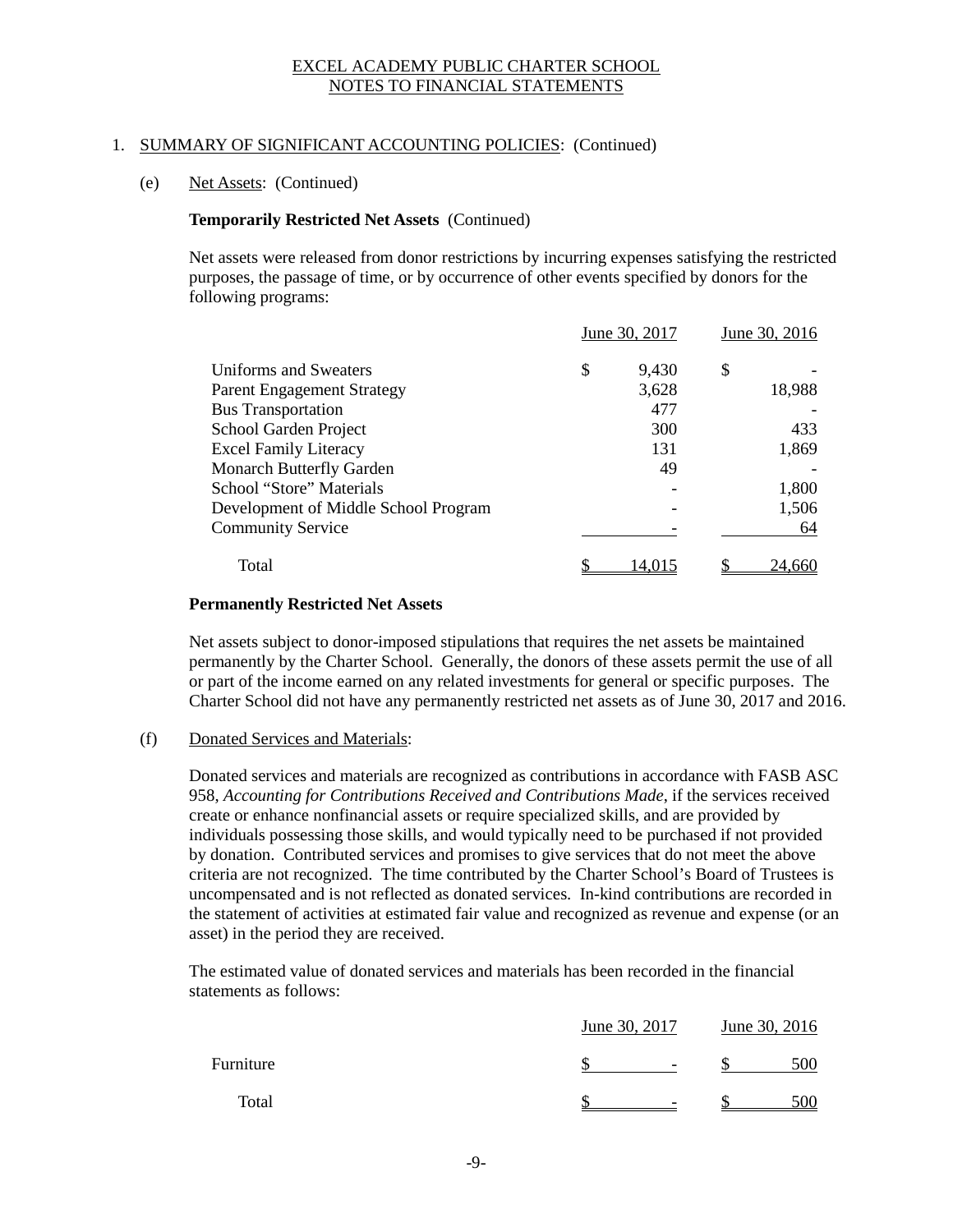# EXCEL ACADEMY PUBLIC CHARTER SCHOOL
## NOTES TO FINANCIAL STATEMENTS

1. SUMMARY OF SIGNIFICANT ACCOUNTING POLICIES: (Continued)

   (e) Net Assets: (Continued)

   **Temporarily Restricted Net Assets** (Continued)

   Net assets were released from donor restrictions by incurring expenses satisfying the restricted purposes, the passage of time, or by occurrence of other events specified by donors for the following programs:

| | June 30, 2017 | June 30, 2016 |
|---|---|---|
| Uniforms and Sweaters | $ 9,430 | $ - |
| Parent Engagement Strategy | 3,628 | 18,988 |
| Bus Transportation | 477 | - |
| School Garden Project | 300 | 433 |
| Excel Family Literacy | 131 | 1,869 |
| Monarch Butterfly Garden | 49 | - |
| School "Store" Materials | - | 1,800 |
| Development of Middle School Program | - | 1,506 |
| Community Service | - | 64 |
| Total | $ 14,015 | $ 24,660 |

   **Permanently Restricted Net Assets**

   Net assets subject to donor-imposed stipulations that requires the net assets be maintained permanently by the Charter School. Generally, the donors of these assets permit the use of all or part of the income earned on any related investments for general or specific purposes. The Charter School did not have any permanently restricted net assets as of June 30, 2017 and 2016.

   (f) Donated Services and Materials:

   Donated services and materials are recognized as contributions in accordance with FASB ASC 958, *Accounting for Contributions Received and Contributions Made*, if the services received create or enhance nonfinancial assets or require specialized skills, and are provided by individuals possessing those skills, and would typically need to be purchased if not provided by donation. Contributed services and promises to give services that do not meet the above criteria are not recognized. The time contributed by the Charter School's Board of Trustees is uncompensated and is not reflected as donated services. In-kind contributions are recorded in the statement of activities at estimated fair value and recognized as revenue and expense (or an asset) in the period they are received.

   The estimated value of donated services and materials has been recorded in the financial statements as follows:

| | June 30, 2017 | June 30, 2016 |
|---|---|---|
| Furniture | $ - | $ 500 |
| Total | $ - | $ 500 |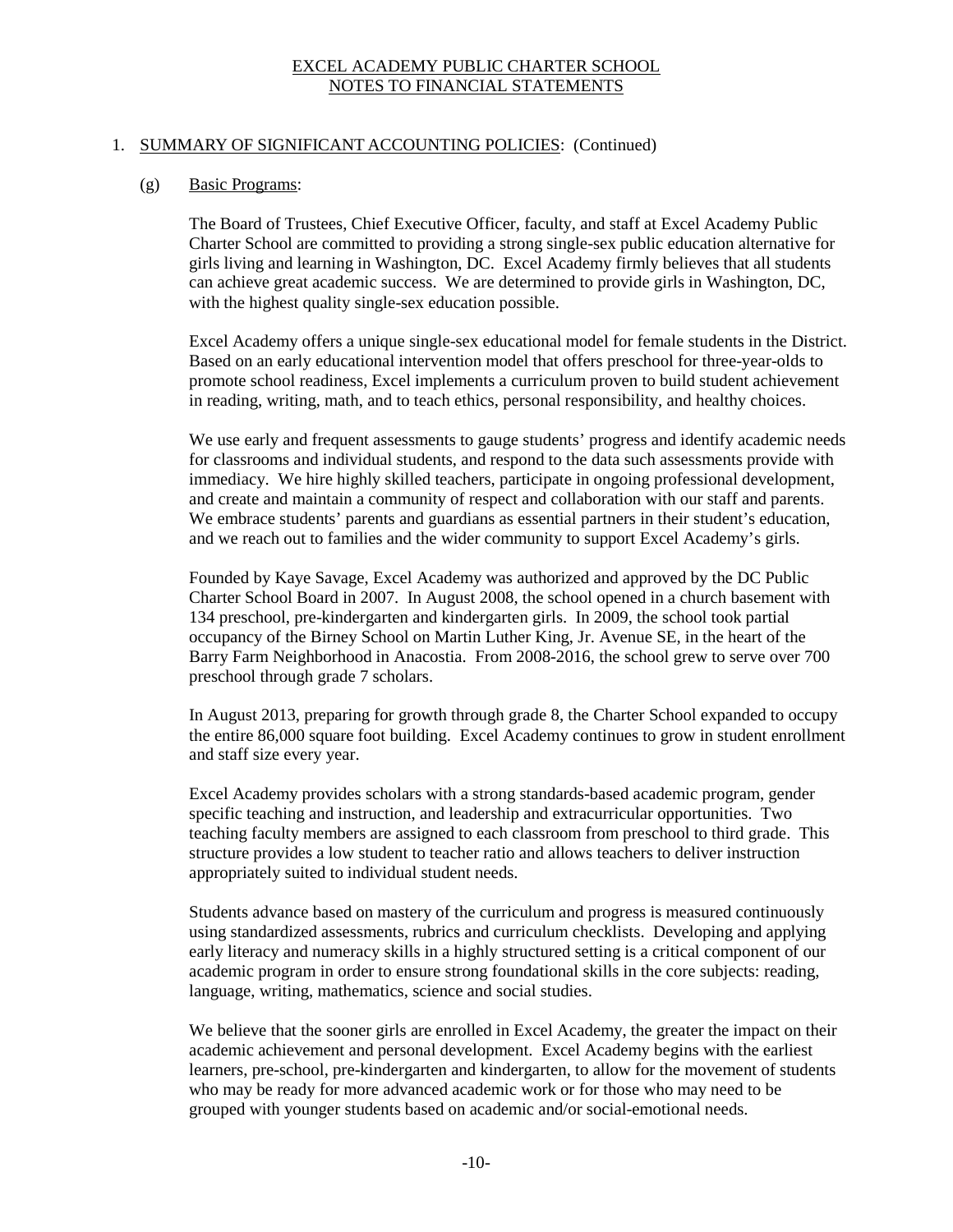EXCEL ACADEMY PUBLIC CHARTER SCHOOL
NOTES TO FINANCIAL STATEMENTS

1. SUMMARY OF SIGNIFICANT ACCOUNTING POLICIES: (Continued)

(g) Basic Programs:

The Board of Trustees, Chief Executive Officer, faculty, and staff at Excel Academy Public Charter School are committed to providing a strong single-sex public education alternative for girls living and learning in Washington, DC. Excel Academy firmly believes that all students can achieve great academic success. We are determined to provide girls in Washington, DC, with the highest quality single-sex education possible.

Excel Academy offers a unique single-sex educational model for female students in the District. Based on an early educational intervention model that offers preschool for three-year-olds to promote school readiness, Excel implements a curriculum proven to build student achievement in reading, writing, math, and to teach ethics, personal responsibility, and healthy choices.

We use early and frequent assessments to gauge students' progress and identify academic needs for classrooms and individual students, and respond to the data such assessments provide with immediacy. We hire highly skilled teachers, participate in ongoing professional development, and create and maintain a community of respect and collaboration with our staff and parents. We embrace students' parents and guardians as essential partners in their student's education, and we reach out to families and the wider community to support Excel Academy's girls.

Founded by Kaye Savage, Excel Academy was authorized and approved by the DC Public Charter School Board in 2007. In August 2008, the school opened in a church basement with 134 preschool, pre-kindergarten and kindergarten girls. In 2009, the school took partial occupancy of the Birney School on Martin Luther King, Jr. Avenue SE, in the heart of the Barry Farm Neighborhood in Anacostia. From 2008-2016, the school grew to serve over 700 preschool through grade 7 scholars.

In August 2013, preparing for growth through grade 8, the Charter School expanded to occupy the entire 86,000 square foot building. Excel Academy continues to grow in student enrollment and staff size every year.

Excel Academy provides scholars with a strong standards-based academic program, gender specific teaching and instruction, and leadership and extracurricular opportunities. Two teaching faculty members are assigned to each classroom from preschool to third grade. This structure provides a low student to teacher ratio and allows teachers to deliver instruction appropriately suited to individual student needs.

Students advance based on mastery of the curriculum and progress is measured continuously using standardized assessments, rubrics and curriculum checklists. Developing and applying early literacy and numeracy skills in a highly structured setting is a critical component of our academic program in order to ensure strong foundational skills in the core subjects: reading, language, writing, mathematics, science and social studies.

We believe that the sooner girls are enrolled in Excel Academy, the greater the impact on their academic achievement and personal development. Excel Academy begins with the earliest learners, pre-school, pre-kindergarten and kindergarten, to allow for the movement of students who may be ready for more advanced academic work or for those who may need to be grouped with younger students based on academic and/or social-emotional needs.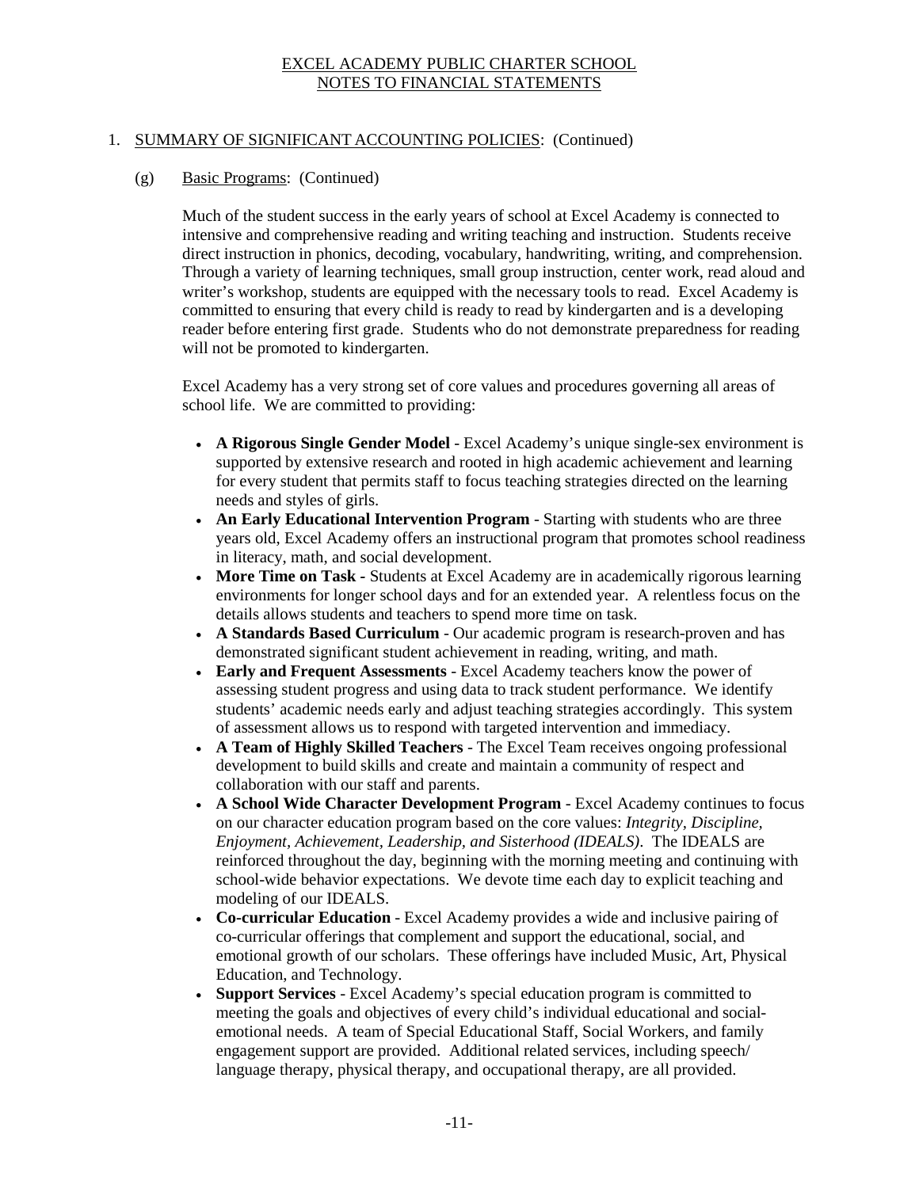EXCEL ACADEMY PUBLIC CHARTER SCHOOL
NOTES TO FINANCIAL STATEMENTS

1. SUMMARY OF SIGNIFICANT ACCOUNTING POLICIES: (Continued)

(g) Basic Programs: (Continued)

Much of the student success in the early years of school at Excel Academy is connected to intensive and comprehensive reading and writing teaching and instruction. Students receive direct instruction in phonics, decoding, vocabulary, handwriting, writing, and comprehension. Through a variety of learning techniques, small group instruction, center work, read aloud and writer's workshop, students are equipped with the necessary tools to read. Excel Academy is committed to ensuring that every child is ready to read by kindergarten and is a developing reader before entering first grade. Students who do not demonstrate preparedness for reading will not be promoted to kindergarten.

Excel Academy has a very strong set of core values and procedures governing all areas of school life. We are committed to providing:

- **A Rigorous Single Gender Model** - Excel Academy's unique single-sex environment is supported by extensive research and rooted in high academic achievement and learning for every student that permits staff to focus teaching strategies directed on the learning needs and styles of girls.
- **An Early Educational Intervention Program** - Starting with students who are three years old, Excel Academy offers an instructional program that promotes school readiness in literacy, math, and social development.
- **More Time on Task -** Students at Excel Academy are in academically rigorous learning environments for longer school days and for an extended year. A relentless focus on the details allows students and teachers to spend more time on task.
- **A Standards Based Curriculum** - Our academic program is research-proven and has demonstrated significant student achievement in reading, writing, and math.
- **Early and Frequent Assessments** - Excel Academy teachers know the power of assessing student progress and using data to track student performance. We identify students' academic needs early and adjust teaching strategies accordingly. This system of assessment allows us to respond with targeted intervention and immediacy.
- **A Team of Highly Skilled Teachers** - The Excel Team receives ongoing professional development to build skills and create and maintain a community of respect and collaboration with our staff and parents.
- **A School Wide Character Development Program** - Excel Academy continues to focus on our character education program based on the core values: *Integrity, Discipline, Enjoyment, Achievement, Leadership, and Sisterhood (IDEALS)*. The IDEALS are reinforced throughout the day, beginning with the morning meeting and continuing with school-wide behavior expectations. We devote time each day to explicit teaching and modeling of our IDEALS.
- **Co-curricular Education** - Excel Academy provides a wide and inclusive pairing of co-curricular offerings that complement and support the educational, social, and emotional growth of our scholars. These offerings have included Music, Art, Physical Education, and Technology.
- **Support Services** - Excel Academy's special education program is committed to meeting the goals and objectives of every child's individual educational and social-emotional needs. A team of Special Educational Staff, Social Workers, and family engagement support are provided. Additional related services, including speech/ language therapy, physical therapy, and occupational therapy, are all provided.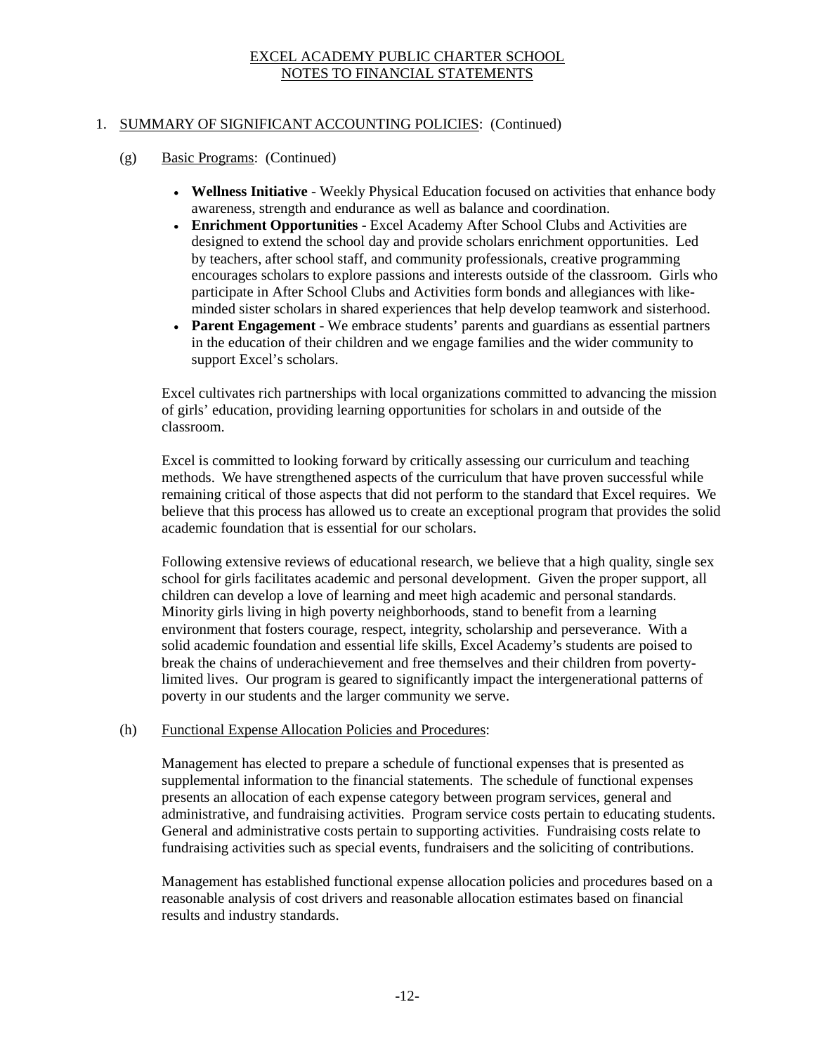# EXCEL ACADEMY PUBLIC CHARTER SCHOOL
## NOTES TO FINANCIAL STATEMENTS

1. SUMMARY OF SIGNIFICANT ACCOUNTING POLICIES: (Continued)

   (g) Basic Programs: (Continued)

   - **Wellness Initiative** - Weekly Physical Education focused on activities that enhance body awareness, strength and endurance as well as balance and coordination.
   - **Enrichment Opportunities** - Excel Academy After School Clubs and Activities are designed to extend the school day and provide scholars enrichment opportunities. Led by teachers, after school staff, and community professionals, creative programming encourages scholars to explore passions and interests outside of the classroom. Girls who participate in After School Clubs and Activities form bonds and allegiances with like-minded sister scholars in shared experiences that help develop teamwork and sisterhood.
   - **Parent Engagement** - We embrace students' parents and guardians as essential partners in the education of their children and we engage families and the wider community to support Excel's scholars.

   Excel cultivates rich partnerships with local organizations committed to advancing the mission of girls' education, providing learning opportunities for scholars in and outside of the classroom.

   Excel is committed to looking forward by critically assessing our curriculum and teaching methods. We have strengthened aspects of the curriculum that have proven successful while remaining critical of those aspects that did not perform to the standard that Excel requires. We believe that this process has allowed us to create an exceptional program that provides the solid academic foundation that is essential for our scholars.

   Following extensive reviews of educational research, we believe that a high quality, single sex school for girls facilitates academic and personal development. Given the proper support, all children can develop a love of learning and meet high academic and personal standards. Minority girls living in high poverty neighborhoods, stand to benefit from a learning environment that fosters courage, respect, integrity, scholarship and perseverance. With a solid academic foundation and essential life skills, Excel Academy's students are poised to break the chains of underachievement and free themselves and their children from poverty-limited lives. Our program is geared to significantly impact the intergenerational patterns of poverty in our students and the larger community we serve.

   (h) Functional Expense Allocation Policies and Procedures:

   Management has elected to prepare a schedule of functional expenses that is presented as supplemental information to the financial statements. The schedule of functional expenses presents an allocation of each expense category between program services, general and administrative, and fundraising activities. Program service costs pertain to educating students. General and administrative costs pertain to supporting activities. Fundraising costs relate to fundraising activities such as special events, fundraisers and the soliciting of contributions.

   Management has established functional expense allocation policies and procedures based on a reasonable analysis of cost drivers and reasonable allocation estimates based on financial results and industry standards.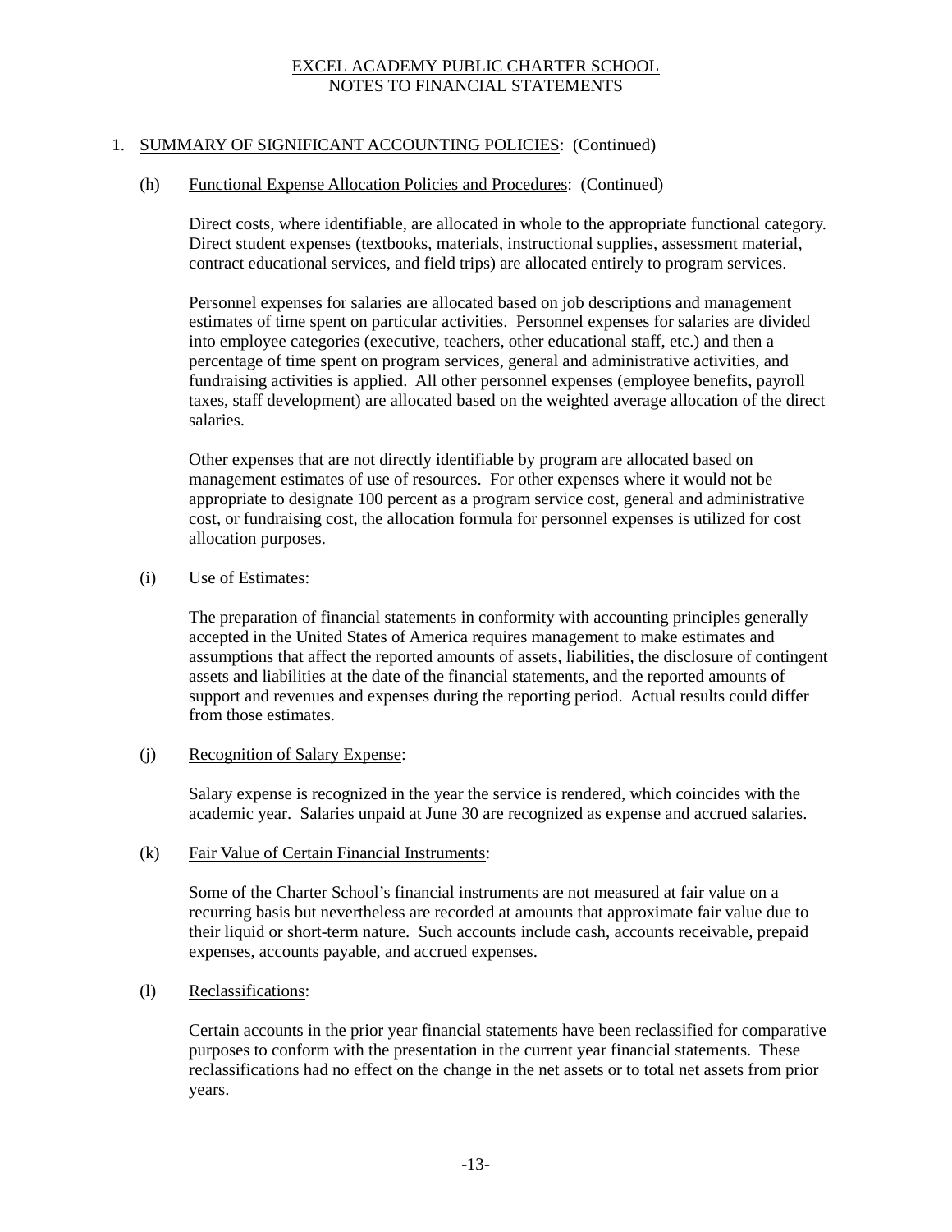# EXCEL ACADEMY PUBLIC CHARTER SCHOOL
## NOTES TO FINANCIAL STATEMENTS

1. SUMMARY OF SIGNIFICANT ACCOUNTING POLICIES: (Continued)

(h) Functional Expense Allocation Policies and Procedures: (Continued)

Direct costs, where identifiable, are allocated in whole to the appropriate functional category. Direct student expenses (textbooks, materials, instructional supplies, assessment material, contract educational services, and field trips) are allocated entirely to program services.

Personnel expenses for salaries are allocated based on job descriptions and management estimates of time spent on particular activities. Personnel expenses for salaries are divided into employee categories (executive, teachers, other educational staff, etc.) and then a percentage of time spent on program services, general and administrative activities, and fundraising activities is applied. All other personnel expenses (employee benefits, payroll taxes, staff development) are allocated based on the weighted average allocation of the direct salaries.

Other expenses that are not directly identifiable by program are allocated based on management estimates of use of resources. For other expenses where it would not be appropriate to designate 100 percent as a program service cost, general and administrative cost, or fundraising cost, the allocation formula for personnel expenses is utilized for cost allocation purposes.

(i) Use of Estimates:

The preparation of financial statements in conformity with accounting principles generally accepted in the United States of America requires management to make estimates and assumptions that affect the reported amounts of assets, liabilities, the disclosure of contingent assets and liabilities at the date of the financial statements, and the reported amounts of support and revenues and expenses during the reporting period. Actual results could differ from those estimates.

(j) Recognition of Salary Expense:

Salary expense is recognized in the year the service is rendered, which coincides with the academic year. Salaries unpaid at June 30 are recognized as expense and accrued salaries.

(k) Fair Value of Certain Financial Instruments:

Some of the Charter School's financial instruments are not measured at fair value on a recurring basis but nevertheless are recorded at amounts that approximate fair value due to their liquid or short-term nature. Such accounts include cash, accounts receivable, prepaid expenses, accounts payable, and accrued expenses.

(l) Reclassifications:

Certain accounts in the prior year financial statements have been reclassified for comparative purposes to conform with the presentation in the current year financial statements. These reclassifications had no effect on the change in the net assets or to total net assets from prior years.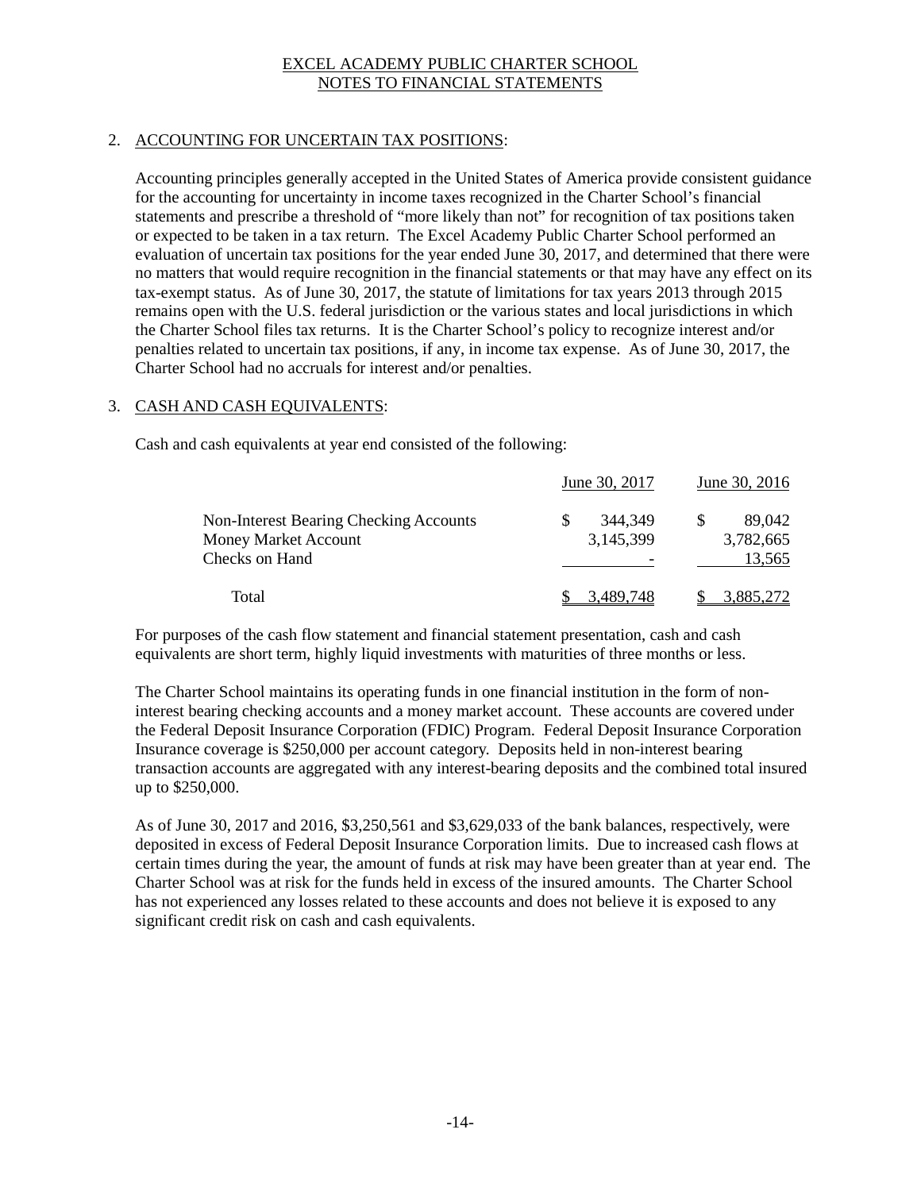EXCEL ACADEMY PUBLIC CHARTER SCHOOL
NOTES TO FINANCIAL STATEMENTS

## 2. ACCOUNTING FOR UNCERTAIN TAX POSITIONS:

Accounting principles generally accepted in the United States of America provide consistent guidance for the accounting for uncertainty in income taxes recognized in the Charter School's financial statements and prescribe a threshold of "more likely than not" for recognition of tax positions taken or expected to be taken in a tax return. The Excel Academy Public Charter School performed an evaluation of uncertain tax positions for the year ended June 30, 2017, and determined that there were no matters that would require recognition in the financial statements or that may have any effect on its tax-exempt status. As of June 30, 2017, the statute of limitations for tax years 2013 through 2015 remains open with the U.S. federal jurisdiction or the various states and local jurisdictions in which the Charter School files tax returns. It is the Charter School's policy to recognize interest and/or penalties related to uncertain tax positions, if any, in income tax expense. As of June 30, 2017, the Charter School had no accruals for interest and/or penalties.

## 3. CASH AND CASH EQUIVALENTS:

Cash and cash equivalents at year end consisted of the following:

| | June 30, 2017 | June 30, 2016 |
|---|---|---|
| Non-Interest Bearing Checking Accounts | $ 344,349 | $ 89,042 |
| Money Market Account | 3,145,399 | 3,782,665 |
| Checks on Hand | - | 13,565 |
| Total | $ 3,489,748 | $ 3,885,272 |

For purposes of the cash flow statement and financial statement presentation, cash and cash equivalents are short term, highly liquid investments with maturities of three months or less.

The Charter School maintains its operating funds in one financial institution in the form of non-interest bearing checking accounts and a money market account. These accounts are covered under the Federal Deposit Insurance Corporation (FDIC) Program. Federal Deposit Insurance Corporation Insurance coverage is $250,000 per account category. Deposits held in non-interest bearing transaction accounts are aggregated with any interest-bearing deposits and the combined total insured up to $250,000.

As of June 30, 2017 and 2016, $3,250,561 and $3,629,033 of the bank balances, respectively, were deposited in excess of Federal Deposit Insurance Corporation limits. Due to increased cash flows at certain times during the year, the amount of funds at risk may have been greater than at year end. The Charter School was at risk for the funds held in excess of the insured amounts. The Charter School has not experienced any losses related to these accounts and does not believe it is exposed to any significant credit risk on cash and cash equivalents.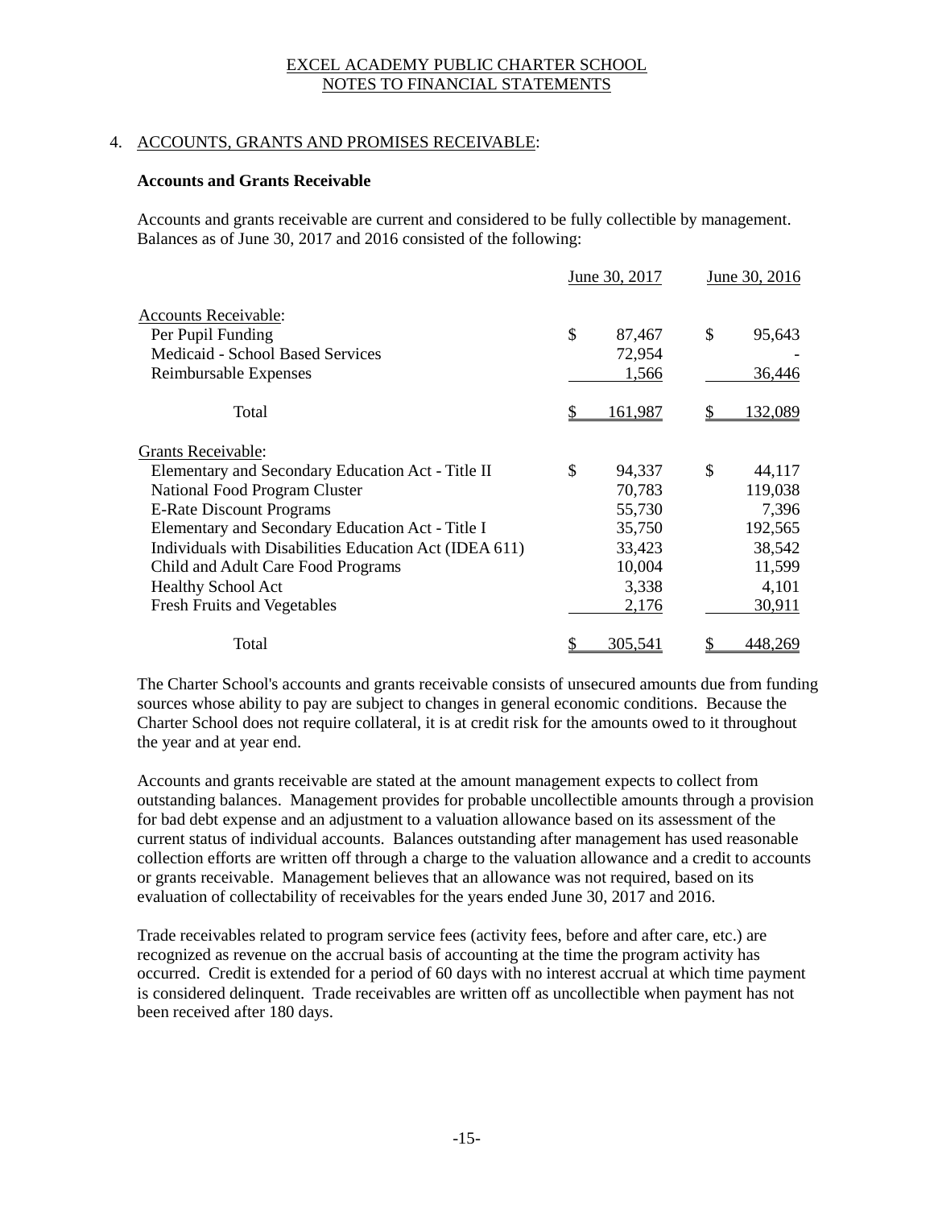EXCEL ACADEMY PUBLIC CHARTER SCHOOL
NOTES TO FINANCIAL STATEMENTS

## 4. ACCOUNTS, GRANTS AND PROMISES RECEIVABLE:

**Accounts and Grants Receivable**

Accounts and grants receivable are current and considered to be fully collectible by management. Balances as of June 30, 2017 and 2016 consisted of the following:

| | June 30, 2017 | June 30, 2016 |
|---|---|---|
| Accounts Receivable: | | |
| Per Pupil Funding | $ 87,467 | $ 95,643 |
| Medicaid - School Based Services | 72,954 | - |
| Reimbursable Expenses | 1,566 | 36,446 |
| Total | $ 161,987 | $ 132,089 |
| Grants Receivable: | | |
| Elementary and Secondary Education Act - Title II | $ 94,337 | $ 44,117 |
| National Food Program Cluster | 70,783 | 119,038 |
| E-Rate Discount Programs | 55,730 | 7,396 |
| Elementary and Secondary Education Act - Title I | 35,750 | 192,565 |
| Individuals with Disabilities Education Act (IDEA 611) | 33,423 | 38,542 |
| Child and Adult Care Food Programs | 10,004 | 11,599 |
| Healthy School Act | 3,338 | 4,101 |
| Fresh Fruits and Vegetables | 2,176 | 30,911 |
| Total | $ 305,541 | $ 448,269 |

The Charter School's accounts and grants receivable consists of unsecured amounts due from funding sources whose ability to pay are subject to changes in general economic conditions. Because the Charter School does not require collateral, it is at credit risk for the amounts owed to it throughout the year and at year end.

Accounts and grants receivable are stated at the amount management expects to collect from outstanding balances. Management provides for probable uncollectible amounts through a provision for bad debt expense and an adjustment to a valuation allowance based on its assessment of the current status of individual accounts. Balances outstanding after management has used reasonable collection efforts are written off through a charge to the valuation allowance and a credit to accounts or grants receivable. Management believes that an allowance was not required, based on its evaluation of collectability of receivables for the years ended June 30, 2017 and 2016.

Trade receivables related to program service fees (activity fees, before and after care, etc.) are recognized as revenue on the accrual basis of accounting at the time the program activity has occurred. Credit is extended for a period of 60 days with no interest accrual at which time payment is considered delinquent. Trade receivables are written off as uncollectible when payment has not been received after 180 days.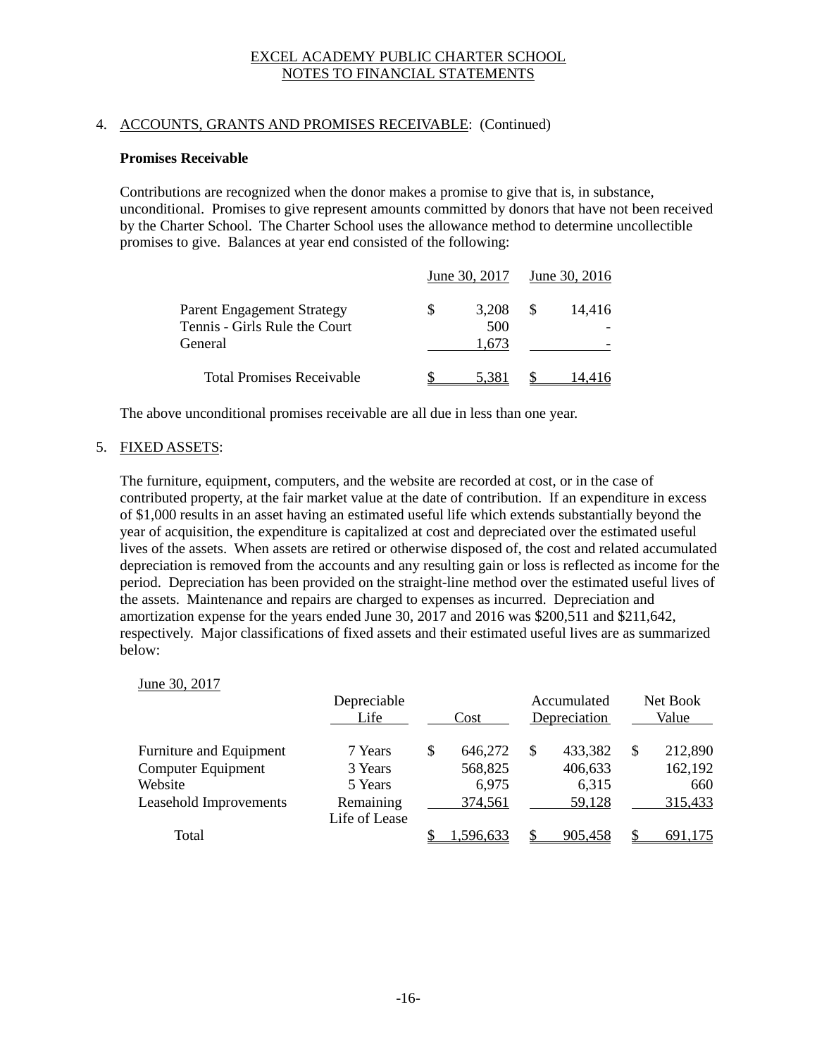# EXCEL ACADEMY PUBLIC CHARTER SCHOOL
## NOTES TO FINANCIAL STATEMENTS

4. ACCOUNTS, GRANTS AND PROMISES RECEIVABLE: (Continued)

**Promises Receivable**

Contributions are recognized when the donor makes a promise to give that is, in substance, unconditional. Promises to give represent amounts committed by donors that have not been received by the Charter School. The Charter School uses the allowance method to determine uncollectible promises to give. Balances at year end consisted of the following:

| | June 30, 2017 | June 30, 2016 |
|---|---|---|
| Parent Engagement Strategy | $ 3,208 | $ 14,416 |
| Tennis - Girls Rule the Court | 500 | - |
| General | 1,673 | - |
| Total Promises Receivable | $ 5,381 | $ 14,416 |

The above unconditional promises receivable are all due in less than one year.

5. FIXED ASSETS:

The furniture, equipment, computers, and the website are recorded at cost, or in the case of contributed property, at the fair market value at the date of contribution. If an expenditure in excess of $1,000 results in an asset having an estimated useful life which extends substantially beyond the year of acquisition, the expenditure is capitalized at cost and depreciated over the estimated useful lives of the assets. When assets are retired or otherwise disposed of, the cost and related accumulated depreciation is removed from the accounts and any resulting gain or loss is reflected as income for the period. Depreciation has been provided on the straight-line method over the estimated useful lives of the assets. Maintenance and repairs are charged to expenses as incurred. Depreciation and amortization expense for the years ended June 30, 2017 and 2016 was $200,511 and $211,642, respectively. Major classifications of fixed assets and their estimated useful lives are as summarized below:

June 30, 2017

| | Depreciable Life | Cost | Accumulated Depreciation | Net Book Value |
|---|---|---|---|---|
| Furniture and Equipment | 7 Years | $ 646,272 | $ 433,382 | $ 212,890 |
| Computer Equipment | 3 Years | 568,825 | 406,633 | 162,192 |
| Website | 5 Years | 6,975 | 6,315 | 660 |
| Leasehold Improvements | Remaining Life of Lease | 374,561 | 59,128 | 315,433 |
| Total | | $ 1,596,633 | $ 905,458 | $ 691,175 |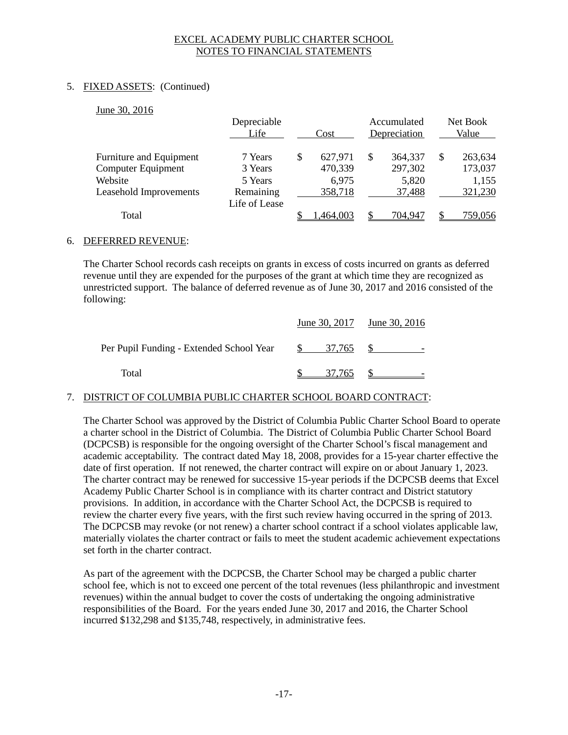EXCEL ACADEMY PUBLIC CHARTER SCHOOL
NOTES TO FINANCIAL STATEMENTS

## 5. FIXED ASSETS: (Continued)

June 30, 2016

| | Depreciable Life | Cost | Accumulated Depreciation | Net Book Value |
|---|---|---|---|---|
| Furniture and Equipment | 7 Years | $ 627,971 | $ 364,337 | $ 263,634 |
| Computer Equipment | 3 Years | 470,339 | 297,302 | 173,037 |
| Website | 5 Years | 6,975 | 5,820 | 1,155 |
| Leasehold Improvements | Remaining Life of Lease | 358,718 | 37,488 | 321,230 |
| Total | | $ 1,464,003 | $ 704,947 | $ 759,056 |

## 6. DEFERRED REVENUE:

The Charter School records cash receipts on grants in excess of costs incurred on grants as deferred revenue until they are expended for the purposes of the grant at which time they are recognized as unrestricted support. The balance of deferred revenue as of June 30, 2017 and 2016 consisted of the following:

| | June 30, 2017 | June 30, 2016 |
|---|---|---|
| Per Pupil Funding - Extended School Year | $ 37,765 | $ - |
| Total | $ 37,765 | $ - |

## 7. DISTRICT OF COLUMBIA PUBLIC CHARTER SCHOOL BOARD CONTRACT:

The Charter School was approved by the District of Columbia Public Charter School Board to operate a charter school in the District of Columbia. The District of Columbia Public Charter School Board (DCPCSB) is responsible for the ongoing oversight of the Charter School's fiscal management and academic acceptability. The contract dated May 18, 2008, provides for a 15-year charter effective the date of first operation. If not renewed, the charter contract will expire on or about January 1, 2023. The charter contract may be renewed for successive 15-year periods if the DCPCSB deems that Excel Academy Public Charter School is in compliance with its charter contract and District statutory provisions. In addition, in accordance with the Charter School Act, the DCPCSB is required to review the charter every five years, with the first such review having occurred in the spring of 2013. The DCPCSB may revoke (or not renew) a charter school contract if a school violates applicable law, materially violates the charter contract or fails to meet the student academic achievement expectations set forth in the charter contract.

As part of the agreement with the DCPCSB, the Charter School may be charged a public charter school fee, which is not to exceed one percent of the total revenues (less philanthropic and investment revenues) within the annual budget to cover the costs of undertaking the ongoing administrative responsibilities of the Board. For the years ended June 30, 2017 and 2016, the Charter School incurred $132,298 and $135,748, respectively, in administrative fees.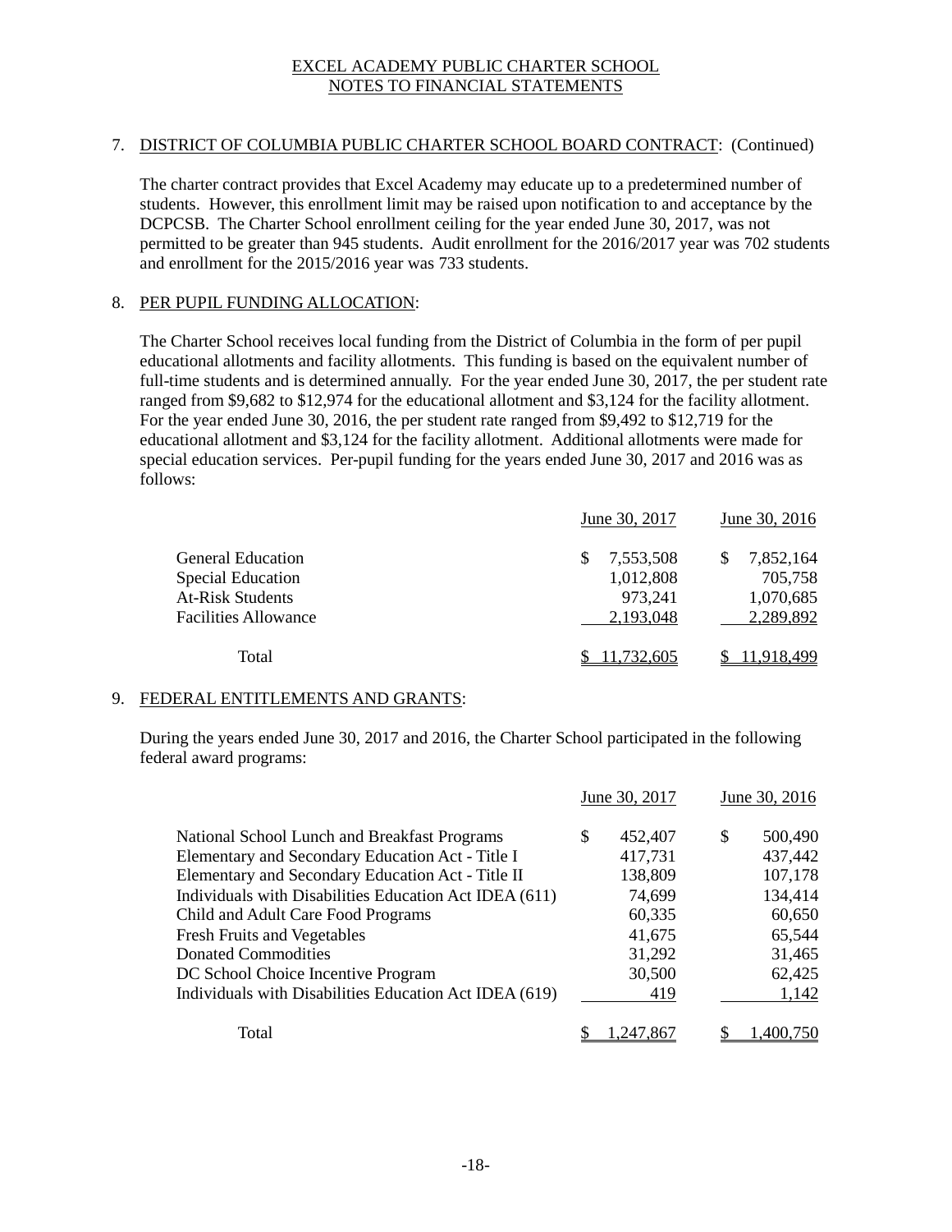EXCEL ACADEMY PUBLIC CHARTER SCHOOL
NOTES TO FINANCIAL STATEMENTS

7. DISTRICT OF COLUMBIA PUBLIC CHARTER SCHOOL BOARD CONTRACT: (Continued)

The charter contract provides that Excel Academy may educate up to a predetermined number of students. However, this enrollment limit may be raised upon notification to and acceptance by the DCPCSB. The Charter School enrollment ceiling for the year ended June 30, 2017, was not permitted to be greater than 945 students. Audit enrollment for the 2016/2017 year was 702 students and enrollment for the 2015/2016 year was 733 students.

8. PER PUPIL FUNDING ALLOCATION:

The Charter School receives local funding from the District of Columbia in the form of per pupil educational allotments and facility allotments. This funding is based on the equivalent number of full-time students and is determined annually. For the year ended June 30, 2017, the per student rate ranged from $9,682 to $12,974 for the educational allotment and $3,124 for the facility allotment. For the year ended June 30, 2016, the per student rate ranged from $9,492 to $12,719 for the educational allotment and $3,124 for the facility allotment. Additional allotments were made for special education services. Per-pupil funding for the years ended June 30, 2017 and 2016 was as follows:

| | June 30, 2017 | June 30, 2016 |
|---|---|---|
| General Education | $ 7,553,508 | $ 7,852,164 |
| Special Education | 1,012,808 | 705,758 |
| At-Risk Students | 973,241 | 1,070,685 |
| Facilities Allowance | 2,193,048 | 2,289,892 |
| Total | $ 11,732,605 | $ 11,918,499 |

9. FEDERAL ENTITLEMENTS AND GRANTS:

During the years ended June 30, 2017 and 2016, the Charter School participated in the following federal award programs:

| | June 30, 2017 | June 30, 2016 |
|---|---|---|
| National School Lunch and Breakfast Programs | $ 452,407 | $ 500,490 |
| Elementary and Secondary Education Act - Title I | 417,731 | 437,442 |
| Elementary and Secondary Education Act - Title II | 138,809 | 107,178 |
| Individuals with Disabilities Education Act IDEA (611) | 74,699 | 134,414 |
| Child and Adult Care Food Programs | 60,335 | 60,650 |
| Fresh Fruits and Vegetables | 41,675 | 65,544 |
| Donated Commodities | 31,292 | 31,465 |
| DC School Choice Incentive Program | 30,500 | 62,425 |
| Individuals with Disabilities Education Act IDEA (619) | 419 | 1,142 |
| Total | $ 1,247,867 | $ 1,400,750 |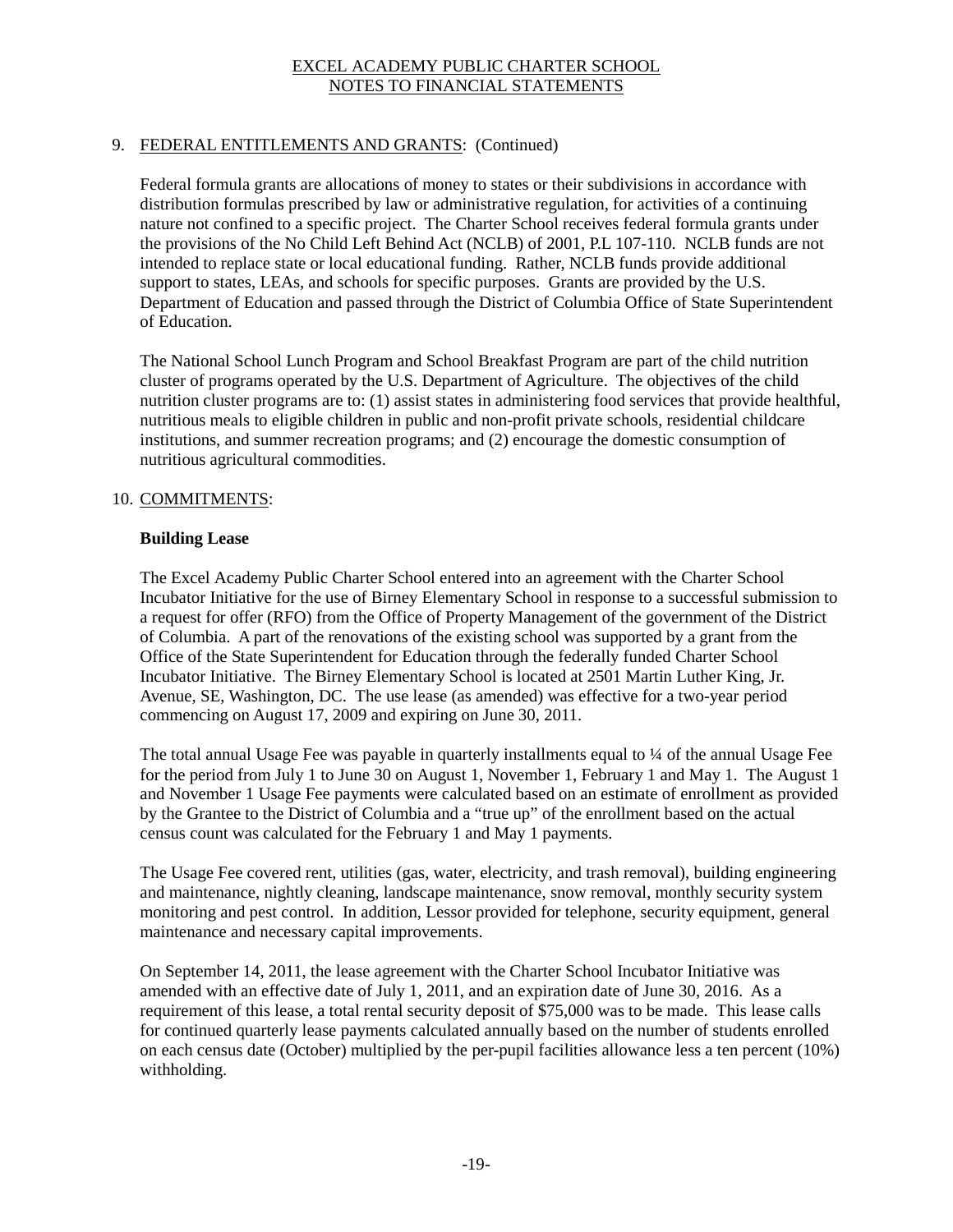# EXCEL ACADEMY PUBLIC CHARTER SCHOOL
## NOTES TO FINANCIAL STATEMENTS

## 9. FEDERAL ENTITLEMENTS AND GRANTS: (Continued)

Federal formula grants are allocations of money to states or their subdivisions in accordance with distribution formulas prescribed by law or administrative regulation, for activities of a continuing nature not confined to a specific project. The Charter School receives federal formula grants under the provisions of the No Child Left Behind Act (NCLB) of 2001, P.L 107-110. NCLB funds are not intended to replace state or local educational funding. Rather, NCLB funds provide additional support to states, LEAs, and schools for specific purposes. Grants are provided by the U.S. Department of Education and passed through the District of Columbia Office of State Superintendent of Education.

The National School Lunch Program and School Breakfast Program are part of the child nutrition cluster of programs operated by the U.S. Department of Agriculture. The objectives of the child nutrition cluster programs are to: (1) assist states in administering food services that provide healthful, nutritious meals to eligible children in public and non-profit private schools, residential childcare institutions, and summer recreation programs; and (2) encourage the domestic consumption of nutritious agricultural commodities.

## 10. COMMITMENTS:

**Building Lease**

The Excel Academy Public Charter School entered into an agreement with the Charter School Incubator Initiative for the use of Birney Elementary School in response to a successful submission to a request for offer (RFO) from the Office of Property Management of the government of the District of Columbia. A part of the renovations of the existing school was supported by a grant from the Office of the State Superintendent for Education through the federally funded Charter School Incubator Initiative. The Birney Elementary School is located at 2501 Martin Luther King, Jr. Avenue, SE, Washington, DC. The use lease (as amended) was effective for a two-year period commencing on August 17, 2009 and expiring on June 30, 2011.

The total annual Usage Fee was payable in quarterly installments equal to ¼ of the annual Usage Fee for the period from July 1 to June 30 on August 1, November 1, February 1 and May 1. The August 1 and November 1 Usage Fee payments were calculated based on an estimate of enrollment as provided by the Grantee to the District of Columbia and a "true up" of the enrollment based on the actual census count was calculated for the February 1 and May 1 payments.

The Usage Fee covered rent, utilities (gas, water, electricity, and trash removal), building engineering and maintenance, nightly cleaning, landscape maintenance, snow removal, monthly security system monitoring and pest control. In addition, Lessor provided for telephone, security equipment, general maintenance and necessary capital improvements.

On September 14, 2011, the lease agreement with the Charter School Incubator Initiative was amended with an effective date of July 1, 2011, and an expiration date of June 30, 2016. As a requirement of this lease, a total rental security deposit of $75,000 was to be made. This lease calls for continued quarterly lease payments calculated annually based on the number of students enrolled on each census date (October) multiplied by the per-pupil facilities allowance less a ten percent (10%) withholding.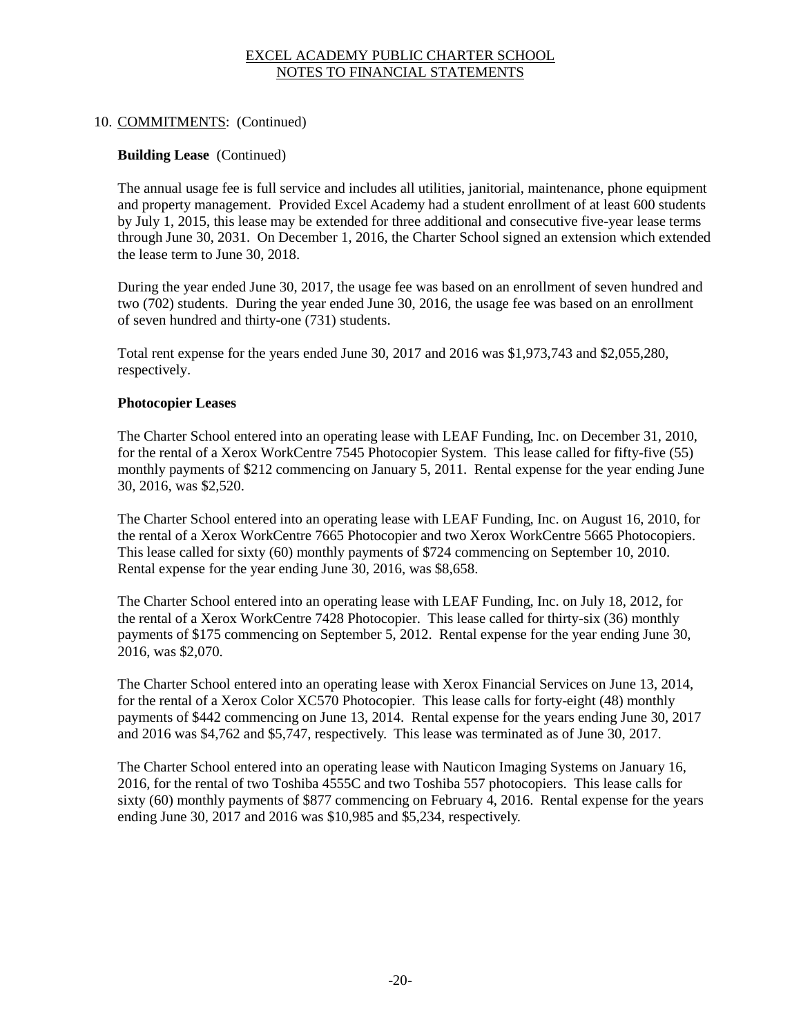# EXCEL ACADEMY PUBLIC CHARTER SCHOOL
## NOTES TO FINANCIAL STATEMENTS

10. COMMITMENTS: (Continued)

**Building Lease** (Continued)

The annual usage fee is full service and includes all utilities, janitorial, maintenance, phone equipment and property management. Provided Excel Academy had a student enrollment of at least 600 students by July 1, 2015, this lease may be extended for three additional and consecutive five-year lease terms through June 30, 2031. On December 1, 2016, the Charter School signed an extension which extended the lease term to June 30, 2018.

During the year ended June 30, 2017, the usage fee was based on an enrollment of seven hundred and two (702) students. During the year ended June 30, 2016, the usage fee was based on an enrollment of seven hundred and thirty-one (731) students.

Total rent expense for the years ended June 30, 2017 and 2016 was $1,973,743 and $2,055,280, respectively.

**Photocopier Leases**

The Charter School entered into an operating lease with LEAF Funding, Inc. on December 31, 2010, for the rental of a Xerox WorkCentre 7545 Photocopier System. This lease called for fifty-five (55) monthly payments of $212 commencing on January 5, 2011. Rental expense for the year ending June 30, 2016, was $2,520.

The Charter School entered into an operating lease with LEAF Funding, Inc. on August 16, 2010, for the rental of a Xerox WorkCentre 7665 Photocopier and two Xerox WorkCentre 5665 Photocopiers. This lease called for sixty (60) monthly payments of $724 commencing on September 10, 2010. Rental expense for the year ending June 30, 2016, was $8,658.

The Charter School entered into an operating lease with LEAF Funding, Inc. on July 18, 2012, for the rental of a Xerox WorkCentre 7428 Photocopier. This lease called for thirty-six (36) monthly payments of $175 commencing on September 5, 2012. Rental expense for the year ending June 30, 2016, was $2,070.

The Charter School entered into an operating lease with Xerox Financial Services on June 13, 2014, for the rental of a Xerox Color XC570 Photocopier. This lease calls for forty-eight (48) monthly payments of $442 commencing on June 13, 2014. Rental expense for the years ending June 30, 2017 and 2016 was $4,762 and $5,747, respectively. This lease was terminated as of June 30, 2017.

The Charter School entered into an operating lease with Nauticon Imaging Systems on January 16, 2016, for the rental of two Toshiba 4555C and two Toshiba 557 photocopiers. This lease calls for sixty (60) monthly payments of $877 commencing on February 4, 2016. Rental expense for the years ending June 30, 2017 and 2016 was $10,985 and $5,234, respectively.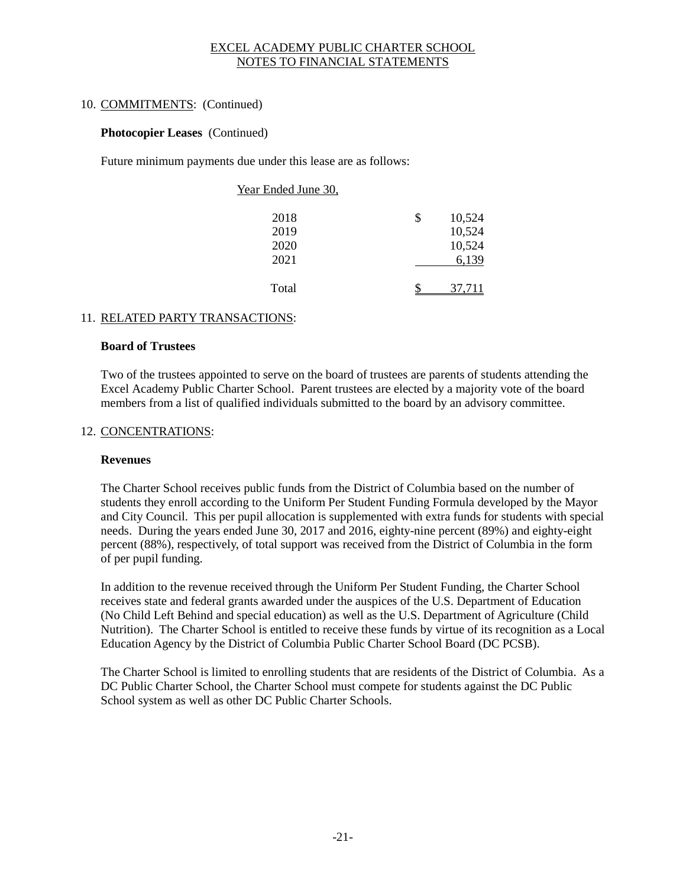EXCEL ACADEMY PUBLIC CHARTER SCHOOL
NOTES TO FINANCIAL STATEMENTS

10. COMMITMENTS: (Continued)

**Photocopier Leases** (Continued)

Future minimum payments due under this lease are as follows:

| Year Ended June 30, | |
|---|---|
| 2018 | $ 10,524 |
| 2019 | 10,524 |
| 2020 | 10,524 |
| 2021 | 6,139 |
| Total | $ 37,711 |

11. RELATED PARTY TRANSACTIONS:

**Board of Trustees**

Two of the trustees appointed to serve on the board of trustees are parents of students attending the Excel Academy Public Charter School. Parent trustees are elected by a majority vote of the board members from a list of qualified individuals submitted to the board by an advisory committee.

12. CONCENTRATIONS:

**Revenues**

The Charter School receives public funds from the District of Columbia based on the number of students they enroll according to the Uniform Per Student Funding Formula developed by the Mayor and City Council. This per pupil allocation is supplemented with extra funds for students with special needs. During the years ended June 30, 2017 and 2016, eighty-nine percent (89%) and eighty-eight percent (88%), respectively, of total support was received from the District of Columbia in the form of per pupil funding.

In addition to the revenue received through the Uniform Per Student Funding, the Charter School receives state and federal grants awarded under the auspices of the U.S. Department of Education (No Child Left Behind and special education) as well as the U.S. Department of Agriculture (Child Nutrition). The Charter School is entitled to receive these funds by virtue of its recognition as a Local Education Agency by the District of Columbia Public Charter School Board (DC PCSB).

The Charter School is limited to enrolling students that are residents of the District of Columbia. As a DC Public Charter School, the Charter School must compete for students against the DC Public School system as well as other DC Public Charter Schools.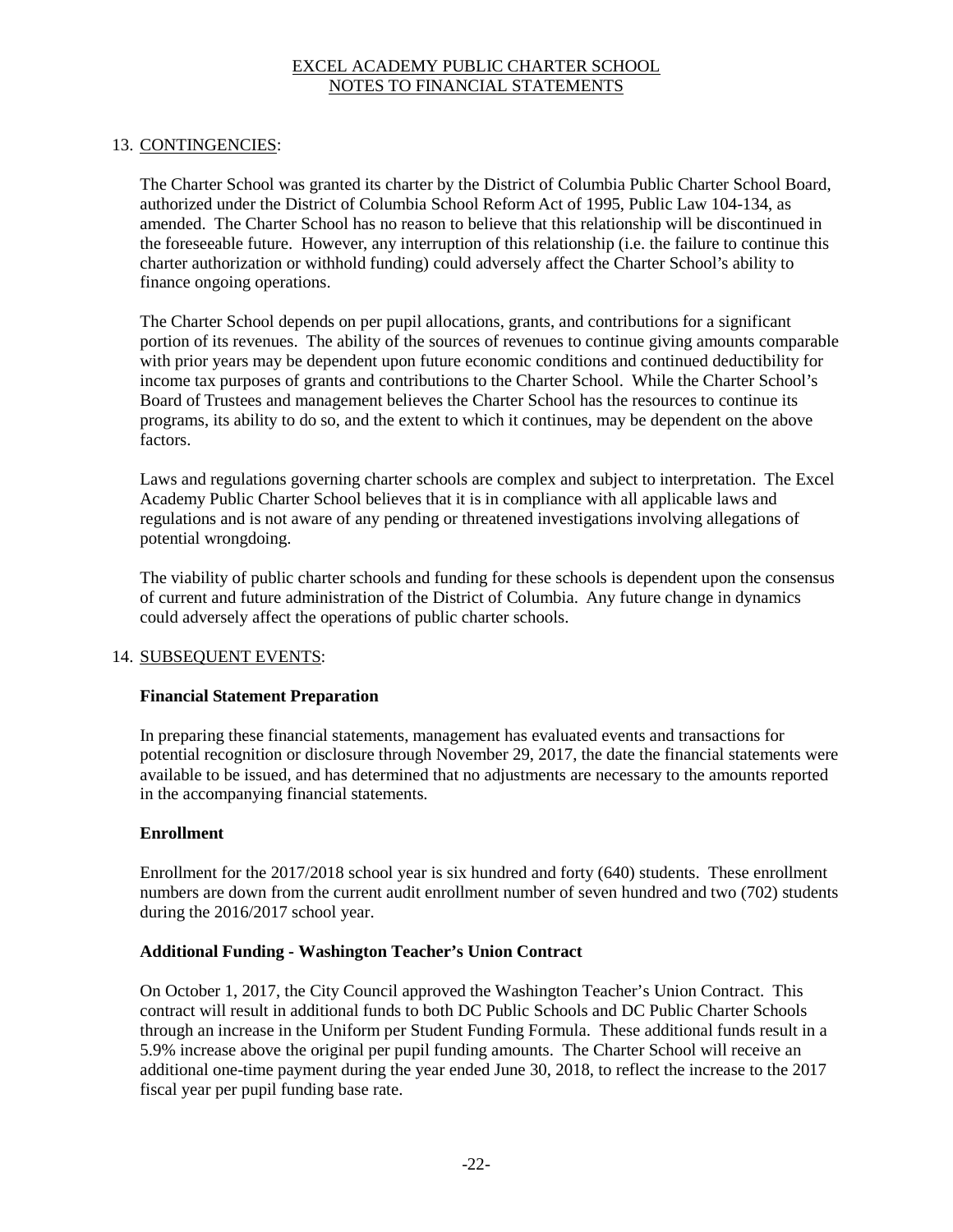## 13. <u>CONTINGENCIES</u>:

The Charter School was granted its charter by the District of Columbia Public Charter School Board, authorized under the District of Columbia School Reform Act of 1995, Public Law 104-134, as amended. The Charter School has no reason to believe that this relationship will be discontinued in the foreseeable future. However, any interruption of this relationship (i.e. the failure to continue this charter authorization or withhold funding) could adversely affect the Charter School's ability to finance ongoing operations.

The Charter School depends on per pupil allocations, grants, and contributions for a significant portion of its revenues. The ability of the sources of revenues to continue giving amounts comparable with prior years may be dependent upon future economic conditions and continued deductibility for income tax purposes of grants and contributions to the Charter School. While the Charter School's Board of Trustees and management believes the Charter School has the resources to continue its programs, its ability to do so, and the extent to which it continues, may be dependent on the above factors.

Laws and regulations governing charter schools are complex and subject to interpretation. The Excel Academy Public Charter School believes that it is in compliance with all applicable laws and regulations and is not aware of any pending or threatened investigations involving allegations of potential wrongdoing.

The viability of public charter schools and funding for these schools is dependent upon the consensus of current and future administration of the District of Columbia. Any future change in dynamics could adversely affect the operations of public charter schools.

## 14. <u>SUBSEQUENT EVENTS</u>:

**Financial Statement Preparation**

In preparing these financial statements, management has evaluated events and transactions for potential recognition or disclosure through November 29, 2017, the date the financial statements were available to be issued, and has determined that no adjustments are necessary to the amounts reported in the accompanying financial statements.

**Enrollment**

Enrollment for the 2017/2018 school year is six hundred and forty (640) students. These enrollment numbers are down from the current audit enrollment number of seven hundred and two (702) students during the 2016/2017 school year.

**Additional Funding - Washington Teacher's Union Contract**

On October 1, 2017, the City Council approved the Washington Teacher's Union Contract. This contract will result in additional funds to both DC Public Schools and DC Public Charter Schools through an increase in the Uniform per Student Funding Formula. These additional funds result in a 5.9% increase above the original per pupil funding amounts. The Charter School will receive an additional one-time payment during the year ended June 30, 2018, to reflect the increase to the 2017 fiscal year per pupil funding base rate.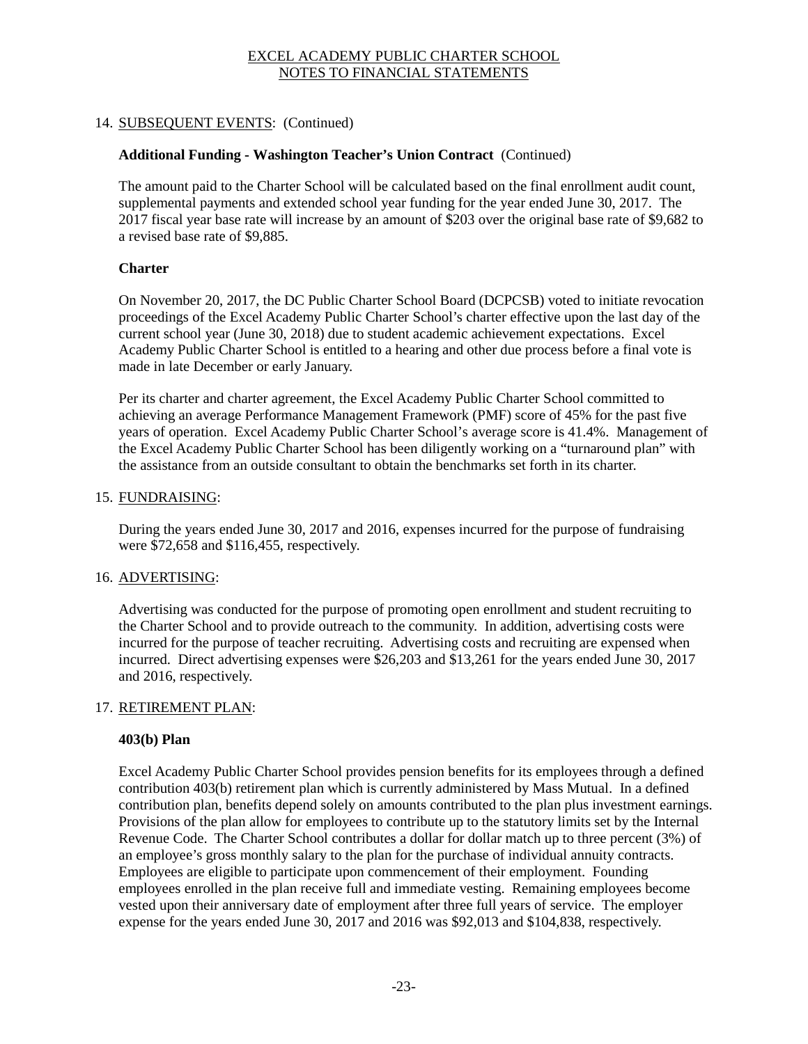## 14. SUBSEQUENT EVENTS: (Continued)

### Additional Funding - Washington Teacher's Union Contract (Continued)

The amount paid to the Charter School will be calculated based on the final enrollment audit count, supplemental payments and extended school year funding for the year ended June 30, 2017. The 2017 fiscal year base rate will increase by an amount of $203 over the original base rate of $9,682 to a revised base rate of $9,885.

### Charter

On November 20, 2017, the DC Public Charter School Board (DCPCSB) voted to initiate revocation proceedings of the Excel Academy Public Charter School's charter effective upon the last day of the current school year (June 30, 2018) due to student academic achievement expectations. Excel Academy Public Charter School is entitled to a hearing and other due process before a final vote is made in late December or early January.

Per its charter and charter agreement, the Excel Academy Public Charter School committed to achieving an average Performance Management Framework (PMF) score of 45% for the past five years of operation. Excel Academy Public Charter School's average score is 41.4%. Management of the Excel Academy Public Charter School has been diligently working on a "turnaround plan" with the assistance from an outside consultant to obtain the benchmarks set forth in its charter.

## 15. FUNDRAISING:

During the years ended June 30, 2017 and 2016, expenses incurred for the purpose of fundraising were $72,658 and $116,455, respectively.

## 16. ADVERTISING:

Advertising was conducted for the purpose of promoting open enrollment and student recruiting to the Charter School and to provide outreach to the community. In addition, advertising costs were incurred for the purpose of teacher recruiting. Advertising costs and recruiting are expensed when incurred. Direct advertising expenses were $26,203 and $13,261 for the years ended June 30, 2017 and 2016, respectively.

## 17. RETIREMENT PLAN:

### 403(b) Plan

Excel Academy Public Charter School provides pension benefits for its employees through a defined contribution 403(b) retirement plan which is currently administered by Mass Mutual. In a defined contribution plan, benefits depend solely on amounts contributed to the plan plus investment earnings. Provisions of the plan allow for employees to contribute up to the statutory limits set by the Internal Revenue Code. The Charter School contributes a dollar for dollar match up to three percent (3%) of an employee's gross monthly salary to the plan for the purchase of individual annuity contracts. Employees are eligible to participate upon commencement of their employment. Founding employees enrolled in the plan receive full and immediate vesting. Remaining employees become vested upon their anniversary date of employment after three full years of service. The employer expense for the years ended June 30, 2017 and 2016 was $92,013 and $104,838, respectively.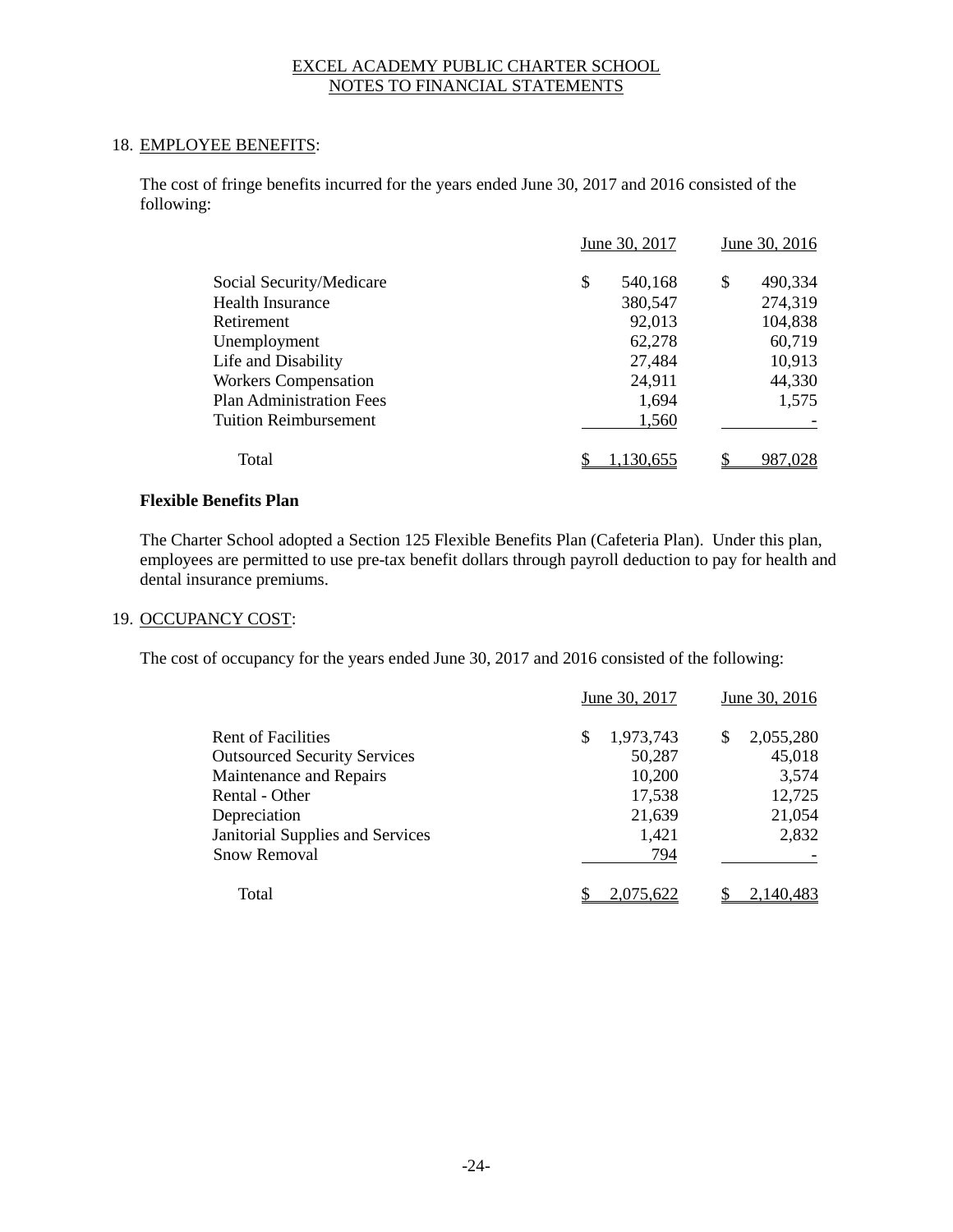EXCEL ACADEMY PUBLIC CHARTER SCHOOL
NOTES TO FINANCIAL STATEMENTS

## 18. EMPLOYEE BENEFITS:

The cost of fringe benefits incurred for the years ended June 30, 2017 and 2016 consisted of the following:

| | June 30, 2017 | June 30, 2016 |
|---|---|---|
| Social Security/Medicare | $ 540,168 | $ 490,334 |
| Health Insurance | 380,547 | 274,319 |
| Retirement | 92,013 | 104,838 |
| Unemployment | 62,278 | 60,719 |
| Life and Disability | 27,484 | 10,913 |
| Workers Compensation | 24,911 | 44,330 |
| Plan Administration Fees | 1,694 | 1,575 |
| Tuition Reimbursement | 1,560 | - |
| Total | $ 1,130,655 | $ 987,028 |

**Flexible Benefits Plan**

The Charter School adopted a Section 125 Flexible Benefits Plan (Cafeteria Plan). Under this plan, employees are permitted to use pre-tax benefit dollars through payroll deduction to pay for health and dental insurance premiums.

## 19. OCCUPANCY COST:

The cost of occupancy for the years ended June 30, 2017 and 2016 consisted of the following:

| | June 30, 2017 | June 30, 2016 |
|---|---|---|
| Rent of Facilities | $ 1,973,743 | $ 2,055,280 |
| Outsourced Security Services | 50,287 | 45,018 |
| Maintenance and Repairs | 10,200 | 3,574 |
| Rental - Other | 17,538 | 12,725 |
| Depreciation | 21,639 | 21,054 |
| Janitorial Supplies and Services | 1,421 | 2,832 |
| Snow Removal | 794 | - |
| Total | $ 2,075,622 | $ 2,140,483 |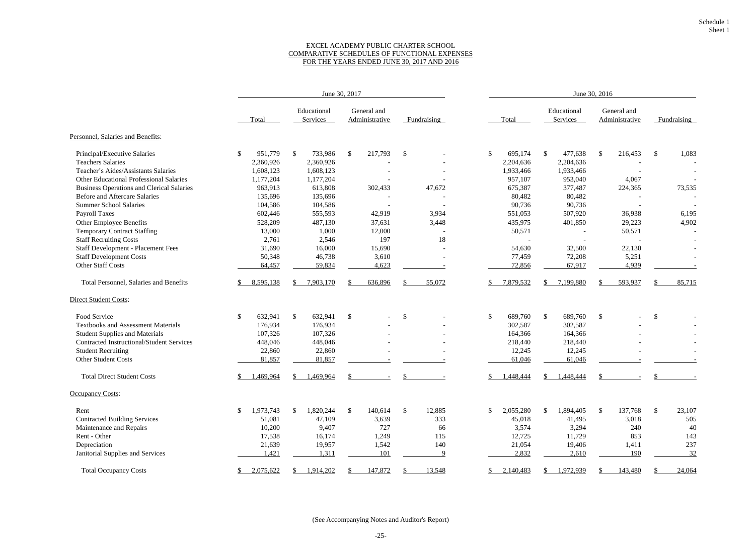Schedule 1
Sheet 1

# EXCEL ACADEMY PUBLIC CHARTER SCHOOL
## COMPARATIVE SCHEDULES OF FUNCTIONAL EXPENSES
## FOR THE YEARS ENDED JUNE 30, 2017 AND 2016

| | June 30, 2017 | | | | June 30, 2016 | | | |
|---|---|---|---|---|---|---|---|---|
| | Total | Educational Services | General and Administrative | Fundraising | Total | Educational Services | General and Administrative | Fundraising |
| **Personnel, Salaries and Benefits:** | | | | | | | | |
| Principal/Executive Salaries | $ 951,779 | $ 733,986 | $ 217,793 | $ - | $ 695,174 | $ 477,638 | $ 216,453 | $ 1,083 |
| Teachers Salaries | 2,360,926 | 2,360,926 | - | - | 2,204,636 | 2,204,636 | - | - |
| Teacher's Aides/Assistants Salaries | 1,608,123 | 1,608,123 | - | - | 1,933,466 | 1,933,466 | - | - |
| Other Educational Professional Salaries | 1,177,204 | 1,177,204 | - | - | 957,107 | 953,040 | 4,067 | - |
| Business Operations and Clerical Salaries | 963,913 | 613,808 | 302,433 | 47,672 | 675,387 | 377,487 | 224,365 | 73,535 |
| Before and Aftercare Salaries | 135,696 | 135,696 | - | - | 80,482 | 80,482 | - | - |
| Summer School Salaries | 104,586 | 104,586 | - | - | 90,736 | 90,736 | - | - |
| Payroll Taxes | 602,446 | 555,593 | 42,919 | 3,934 | 551,053 | 507,920 | 36,938 | 6,195 |
| Other Employee Benefits | 528,209 | 487,130 | 37,631 | 3,448 | 435,975 | 401,850 | 29,223 | 4,902 |
| Temporary Contract Staffing | 13,000 | 1,000 | 12,000 | - | 50,571 | - | 50,571 | - |
| Staff Recruiting Costs | 2,761 | 2,546 | 197 | 18 | - | - | - | - |
| Staff Development - Placement Fees | 31,690 | 16,000 | 15,690 | - | 54,630 | 32,500 | 22,130 | - |
| Staff Development Costs | 50,348 | 46,738 | 3,610 | - | 77,459 | 72,208 | 5,251 | - |
| Other Staff Costs | 64,457 | 59,834 | 4,623 | - | 72,856 | 67,917 | 4,939 | - |
| Total Personnel, Salaries and Benefits | $ 8,595,138 | $ 7,903,170 | $ 636,896 | $ 55,072 | $ 7,879,532 | $ 7,199,880 | $ 593,937 | $ 85,715 |
| **Direct Student Costs:** | | | | | | | | |
| Food Service | $ 632,941 | $ 632,941 | $ - | $ - | $ 689,760 | $ 689,760 | $ - | $ - |
| Textbooks and Assessment Materials | 176,934 | 176,934 | - | - | 302,587 | 302,587 | - | - |
| Student Supplies and Materials | 107,326 | 107,326 | - | - | 164,366 | 164,366 | - | - |
| Contracted Instructional/Student Services | 448,046 | 448,046 | - | - | 218,440 | 218,440 | - | - |
| Student Recruiting | 22,860 | 22,860 | - | - | 12,245 | 12,245 | - | - |
| Other Student Costs | 81,857 | 81,857 | - | - | 61,046 | 61,046 | - | - |
| Total Direct Student Costs | $ 1,469,964 | $ 1,469,964 | $ - | $ - | $ 1,448,444 | $ 1,448,444 | $ - | $ - |
| **Occupancy Costs:** | | | | | | | | |
| Rent | $ 1,973,743 | $ 1,820,244 | $ 140,614 | $ 12,885 | $ 2,055,280 | $ 1,894,405 | $ 137,768 | $ 23,107 |
| Contracted Building Services | 51,081 | 47,109 | 3,639 | 333 | 45,018 | 41,495 | 3,018 | 505 |
| Maintenance and Repairs | 10,200 | 9,407 | 727 | 66 | 3,574 | 3,294 | 240 | 40 |
| Rent - Other | 17,538 | 16,174 | 1,249 | 115 | 12,725 | 11,729 | 853 | 143 |
| Depreciation | 21,639 | 19,957 | 1,542 | 140 | 21,054 | 19,406 | 1,411 | 237 |
| Janitorial Supplies and Services | 1,421 | 1,311 | 101 | 9 | 2,832 | 2,610 | 190 | 32 |
| Total Occupancy Costs | $ 2,075,622 | $ 1,914,202 | $ 147,872 | $ 13,548 | $ 2,140,483 | $ 1,972,939 | $ 143,480 | $ 24,064 |

(See Accompanying Notes and Auditor's Report)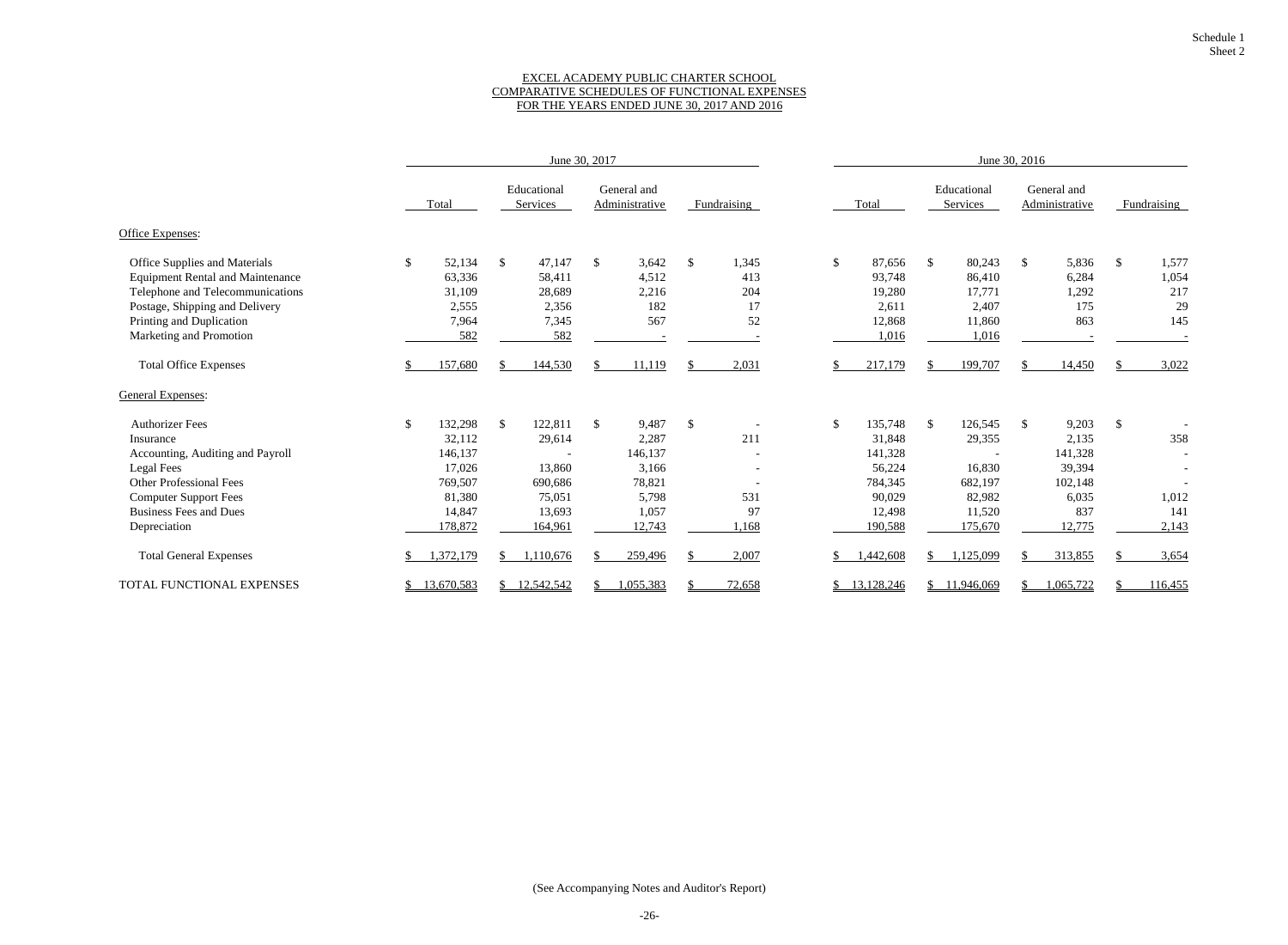Schedule 1
Sheet 2

# EXCEL ACADEMY PUBLIC CHARTER SCHOOL
## COMPARATIVE SCHEDULES OF FUNCTIONAL EXPENSES
### FOR THE YEARS ENDED JUNE 30, 2017 AND 2016

| | June 30, 2017 | | | | June 30, 2016 | | | |
|---|---|---|---|---|---|---|---|---|
| | Total | Educational Services | General and Administrative | Fundraising | Total | Educational Services | General and Administrative | Fundraising |
| **Office Expenses:** | | | | | | | | |
| Office Supplies and Materials | $ 52,134 | $ 47,147 | $ 3,642 | $ 1,345 | $ 87,656 | $ 80,243 | $ 5,836 | $ 1,577 |
| Equipment Rental and Maintenance | 63,336 | 58,411 | 4,512 | 413 | 93,748 | 86,410 | 6,284 | 1,054 |
| Telephone and Telecommunications | 31,109 | 28,689 | 2,216 | 204 | 19,280 | 17,771 | 1,292 | 217 |
| Postage, Shipping and Delivery | 2,555 | 2,356 | 182 | 17 | 2,611 | 2,407 | 175 | 29 |
| Printing and Duplication | 7,964 | 7,345 | 567 | 52 | 12,868 | 11,860 | 863 | 145 |
| Marketing and Promotion | 582 | 582 | - | - | 1,016 | 1,016 | - | - |
| Total Office Expenses | $ 157,680 | $ 144,530 | $ 11,119 | $ 2,031 | $ 217,179 | $ 199,707 | $ 14,450 | $ 3,022 |
| **General Expenses:** | | | | | | | | |
| Authorizer Fees | $ 132,298 | $ 122,811 | $ 9,487 | $ - | $ 135,748 | $ 126,545 | $ 9,203 | $ - |
| Insurance | 32,112 | 29,614 | 2,287 | 211 | 31,848 | 29,355 | 2,135 | 358 |
| Accounting, Auditing and Payroll | 146,137 | - | 146,137 | - | 141,328 | - | 141,328 | - |
| Legal Fees | 17,026 | 13,860 | 3,166 | - | 56,224 | 16,830 | 39,394 | - |
| Other Professional Fees | 769,507 | 690,686 | 78,821 | - | 784,345 | 682,197 | 102,148 | - |
| Computer Support Fees | 81,380 | 75,051 | 5,798 | 531 | 90,029 | 82,982 | 6,035 | 1,012 |
| Business Fees and Dues | 14,847 | 13,693 | 1,057 | 97 | 12,498 | 11,520 | 837 | 141 |
| Depreciation | 178,872 | 164,961 | 12,743 | 1,168 | 190,588 | 175,670 | 12,775 | 2,143 |
| Total General Expenses | $ 1,372,179 | $ 1,110,676 | $ 259,496 | $ 2,007 | $ 1,442,608 | $ 1,125,099 | $ 313,855 | $ 3,654 |
| TOTAL FUNCTIONAL EXPENSES | $ 13,670,583 | $ 12,542,542 | $ 1,055,383 | $ 72,658 | $ 13,128,246 | $ 11,946,069 | $ 1,065,722 | $ 116,455 |

(See Accompanying Notes and Auditor's Report)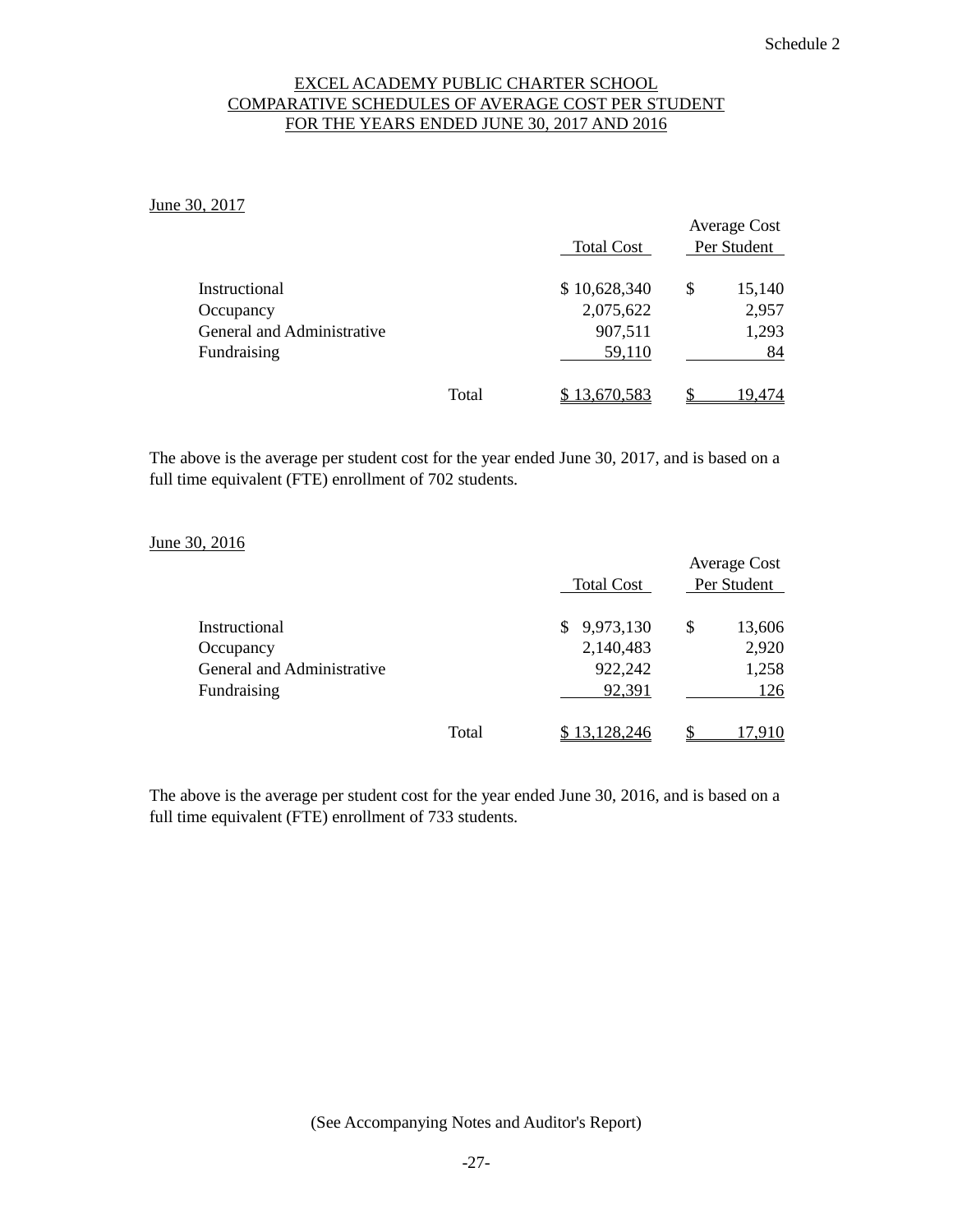Schedule 2

EXCEL ACADEMY PUBLIC CHARTER SCHOOL
COMPARATIVE SCHEDULES OF AVERAGE COST PER STUDENT
FOR THE YEARS ENDED JUNE 30, 2017 AND 2016

June 30, 2017

| | | Total Cost | Average Cost Per Student |
|---|---|---|---|
| Instructional | | $ 10,628,340 | $ 15,140 |
| Occupancy | | 2,075,622 | 2,957 |
| General and Administrative | | 907,511 | 1,293 |
| Fundraising | | 59,110 | 84 |
| | Total | $ 13,670,583 | $ 19,474 |

The above is the average per student cost for the year ended June 30, 2017, and is based on a full time equivalent (FTE) enrollment of 702 students.

June 30, 2016

| | | Total Cost | Average Cost Per Student |
|---|---|---|---|
| Instructional | | $ 9,973,130 | $ 13,606 |
| Occupancy | | 2,140,483 | 2,920 |
| General and Administrative | | 922,242 | 1,258 |
| Fundraising | | 92,391 | 126 |
| | Total | $ 13,128,246 | $ 17,910 |

The above is the average per student cost for the year ended June 30, 2016, and is based on a full time equivalent (FTE) enrollment of 733 students.

(See Accompanying Notes and Auditor's Report)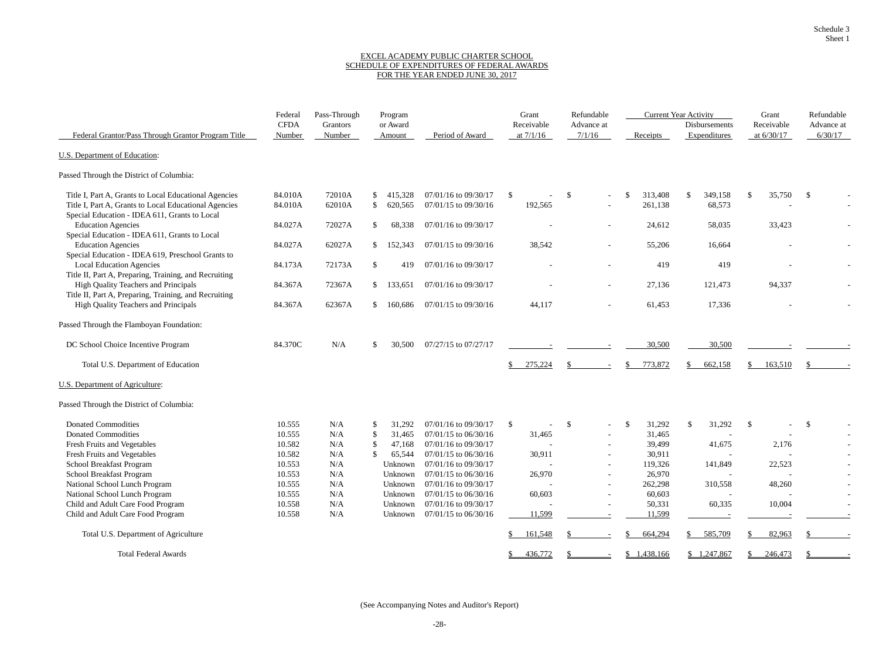Schedule 3
Sheet 1

EXCEL ACADEMY PUBLIC CHARTER SCHOOL
SCHEDULE OF EXPENDITURES OF FEDERAL AWARDS
FOR THE YEAR ENDED JUNE 30, 2017

| Federal Grantor/Pass Through Grantor Program Title | Federal CFDA Number | Pass-Through Grantors Number | Program or Award Amount | Period of Award | Grant Receivable at 7/1/16 | Refundable Advance at 7/1/16 | Current Year Activity Receipts | Current Year Activity Disbursements Expenditures | Grant Receivable at 6/30/17 | Refundable Advance at 6/30/17 |
|---|---|---|---|---|---|---|---|---|---|---|
| U.S. Department of Education: | | | | | | | | | | |
| Passed Through the District of Columbia: | | | | | | | | | | |
| Title I, Part A, Grants to Local Educational Agencies | 84.010A | 72010A | $ 415,328 | 07/01/16 to 09/30/17 | $ - | $ - | $ 313,408 | $ 349,158 | $ 35,750 | $ - |
| Title I, Part A, Grants to Local Educational Agencies | 84.010A | 62010A | $ 620,565 | 07/01/15 to 09/30/16 | 192,565 | - | 261,138 | 68,573 | - | - |
| Special Education - IDEA 611, Grants to Local Education Agencies | 84.027A | 72027A | $ 68,338 | 07/01/16 to 09/30/17 | - | - | 24,612 | 58,035 | 33,423 | - |
| Special Education - IDEA 611, Grants to Local Education Agencies | 84.027A | 62027A | $ 152,343 | 07/01/15 to 09/30/16 | 38,542 | - | 55,206 | 16,664 | - | - |
| Special Education - IDEA 619, Preschool Grants to Local Education Agencies | 84.173A | 72173A | $ 419 | 07/01/16 to 09/30/17 | - | - | 419 | 419 | - | - |
| Title II, Part A, Preparing, Training, and Recruiting High Quality Teachers and Principals | 84.367A | 72367A | $ 133,651 | 07/01/16 to 09/30/17 | - | - | 27,136 | 121,473 | 94,337 | - |
| Title II, Part A, Preparing, Training, and Recruiting High Quality Teachers and Principals | 84.367A | 62367A | $ 160,686 | 07/01/15 to 09/30/16 | 44,117 | - | 61,453 | 17,336 | - | - |
| Passed Through the Flamboyan Foundation: | | | | | | | | | | |
| DC School Choice Incentive Program | 84.370C | N/A | $ 30,500 | 07/27/15 to 07/27/17 | - | - | 30,500 | 30,500 | - | - |
| Total U.S. Department of Education | | | | | $ 275,224 | $ - | $ 773,872 | $ 662,158 | $ 163,510 | $ - |
| U.S. Department of Agriculture: | | | | | | | | | | |
| Passed Through the District of Columbia: | | | | | | | | | | |
| Donated Commodities | 10.555 | N/A | $ 31,292 | 07/01/16 to 09/30/17 | $ - | $ - | $ 31,292 | $ 31,292 | $ - | $ - |
| Donated Commodities | 10.555 | N/A | $ 31,465 | 07/01/15 to 06/30/16 | 31,465 | - | 31,465 | - | - | - |
| Fresh Fruits and Vegetables | 10.582 | N/A | $ 47,168 | 07/01/16 to 09/30/17 | - | - | 39,499 | 41,675 | 2,176 | - |
| Fresh Fruits and Vegetables | 10.582 | N/A | $ 65,544 | 07/01/15 to 06/30/16 | 30,911 | - | 30,911 | - | - | - |
| School Breakfast Program | 10.553 | N/A | Unknown | 07/01/16 to 09/30/17 | - | - | 119,326 | 141,849 | 22,523 | - |
| School Breakfast Program | 10.553 | N/A | Unknown | 07/01/15 to 06/30/16 | 26,970 | - | 26,970 | - | - | - |
| National School Lunch Program | 10.555 | N/A | Unknown | 07/01/16 to 09/30/17 | - | - | 262,298 | 310,558 | 48,260 | - |
| National School Lunch Program | 10.555 | N/A | Unknown | 07/01/15 to 06/30/16 | 60,603 | - | 60,603 | - | - | - |
| Child and Adult Care Food Program | 10.558 | N/A | Unknown | 07/01/16 to 09/30/17 | - | - | 50,331 | 60,335 | 10,004 | - |
| Child and Adult Care Food Program | 10.558 | N/A | Unknown | 07/01/15 to 06/30/16 | 11,599 | - | 11,599 | - | - | - |
| Total U.S. Department of Agriculture | | | | | $ 161,548 | $ - | $ 664,294 | $ 585,709 | $ 82,963 | $ - |
| Total Federal Awards | | | | | $ 436,772 | $ - | $ 1,438,166 | $ 1,247,867 | $ 246,473 | $ - |

(See Accompanying Notes and Auditor's Report)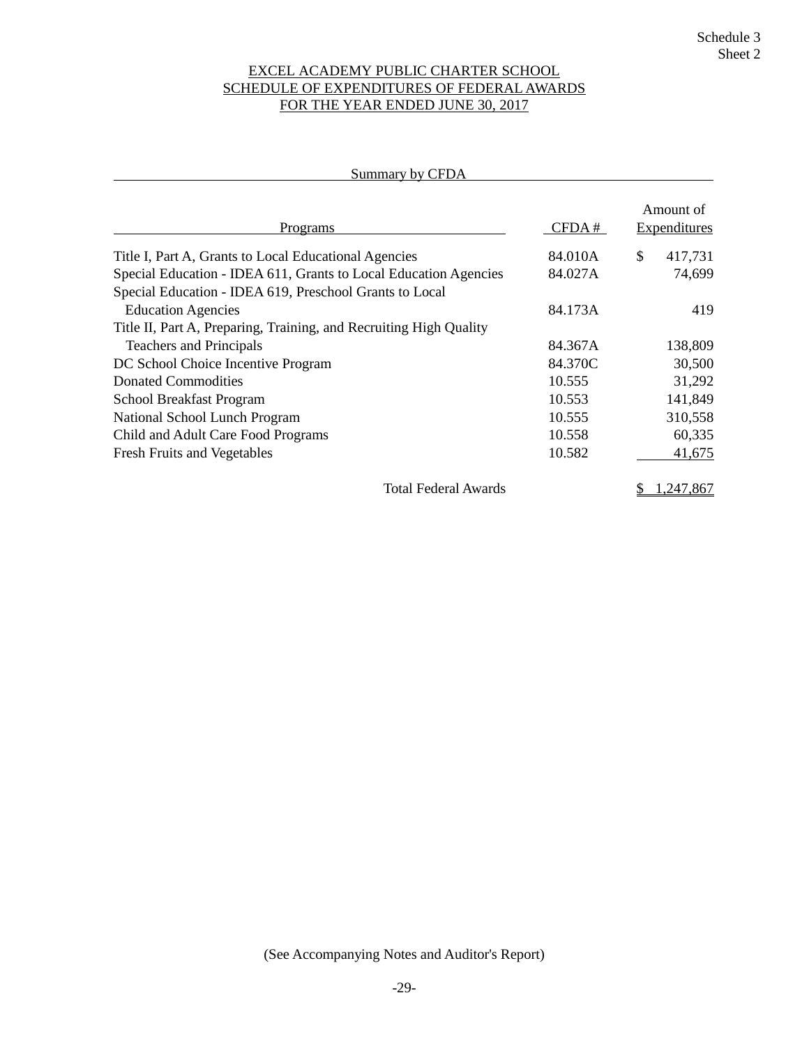Schedule 3
Sheet 2

# EXCEL ACADEMY PUBLIC CHARTER SCHOOL
## SCHEDULE OF EXPENDITURES OF FEDERAL AWARDS
## FOR THE YEAR ENDED JUNE 30, 2017

Summary by CFDA

| Programs | CFDA # | Amount of Expenditures |
|---|---|---|
| Title I, Part A, Grants to Local Educational Agencies | 84.010A | $ 417,731 |
| Special Education - IDEA 611, Grants to Local Education Agencies | 84.027A | 74,699 |
| Special Education - IDEA 619, Preschool Grants to Local Education Agencies | 84.173A | 419 |
| Title II, Part A, Preparing, Training, and Recruiting High Quality Teachers and Principals | 84.367A | 138,809 |
| DC School Choice Incentive Program | 84.370C | 30,500 |
| Donated Commodities | 10.555 | 31,292 |
| School Breakfast Program | 10.553 | 141,849 |
| National School Lunch Program | 10.555 | 310,558 |
| Child and Adult Care Food Programs | 10.558 | 60,335 |
| Fresh Fruits and Vegetables | 10.582 | 41,675 |
| Total Federal Awards | | $ 1,247,867 |

(See Accompanying Notes and Auditor's Report)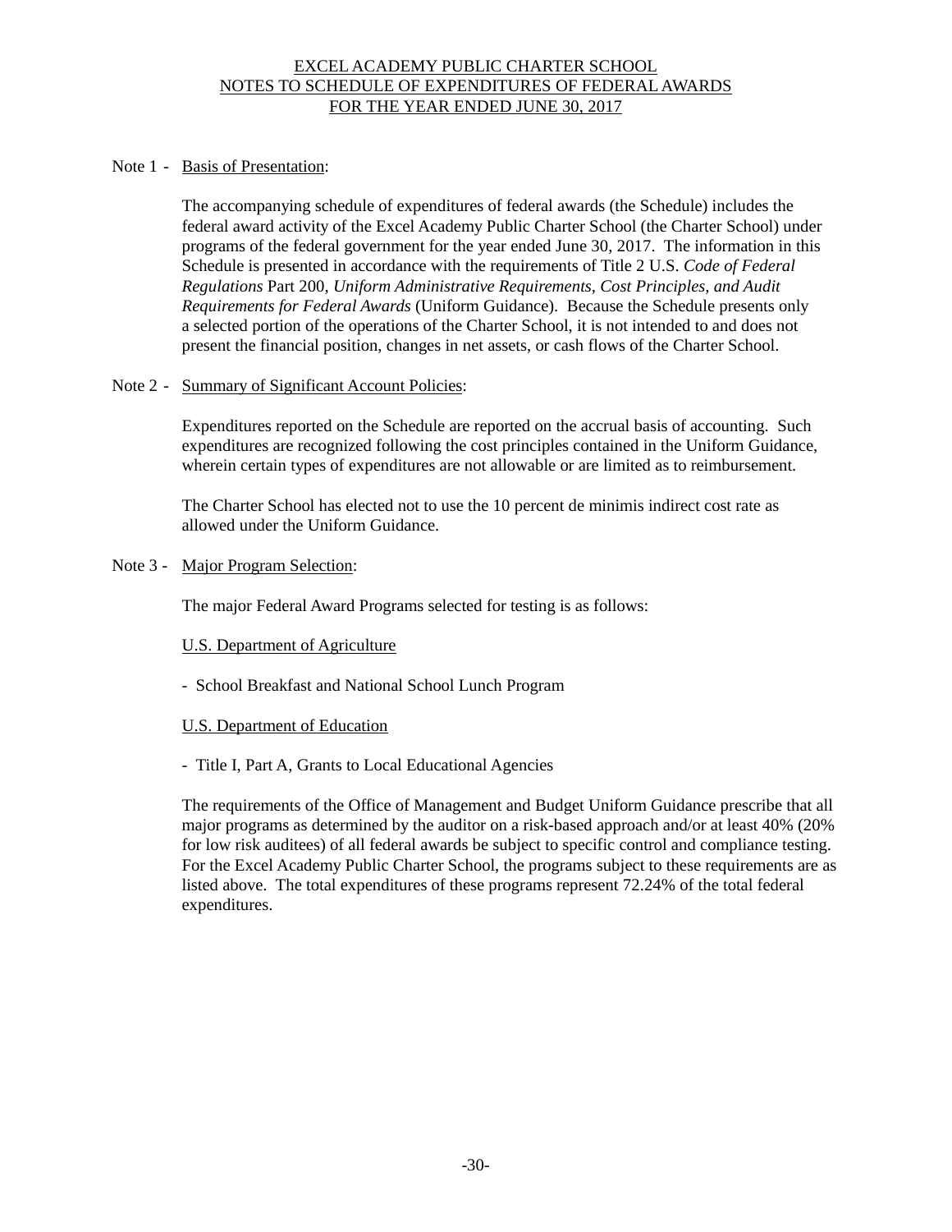# EXCEL ACADEMY PUBLIC CHARTER SCHOOL
## NOTES TO SCHEDULE OF EXPENDITURES OF FEDERAL AWARDS
## FOR THE YEAR ENDED JUNE 30, 2017

Note 1 - Basis of Presentation:

The accompanying schedule of expenditures of federal awards (the Schedule) includes the federal award activity of the Excel Academy Public Charter School (the Charter School) under programs of the federal government for the year ended June 30, 2017. The information in this Schedule is presented in accordance with the requirements of Title 2 U.S. *Code of Federal Regulations* Part 200, *Uniform Administrative Requirements, Cost Principles, and Audit Requirements for Federal Awards* (Uniform Guidance). Because the Schedule presents only a selected portion of the operations of the Charter School, it is not intended to and does not present the financial position, changes in net assets, or cash flows of the Charter School.

Note 2 - Summary of Significant Account Policies:

Expenditures reported on the Schedule are reported on the accrual basis of accounting. Such expenditures are recognized following the cost principles contained in the Uniform Guidance, wherein certain types of expenditures are not allowable or are limited as to reimbursement.

The Charter School has elected not to use the 10 percent de minimis indirect cost rate as allowed under the Uniform Guidance.

Note 3 - Major Program Selection:

The major Federal Award Programs selected for testing is as follows:

U.S. Department of Agriculture

- School Breakfast and National School Lunch Program

U.S. Department of Education

- Title I, Part A, Grants to Local Educational Agencies

The requirements of the Office of Management and Budget Uniform Guidance prescribe that all major programs as determined by the auditor on a risk-based approach and/or at least 40% (20% for low risk auditees) of all federal awards be subject to specific control and compliance testing. For the Excel Academy Public Charter School, the programs subject to these requirements are as listed above. The total expenditures of these programs represent 72.24% of the total federal expenditures.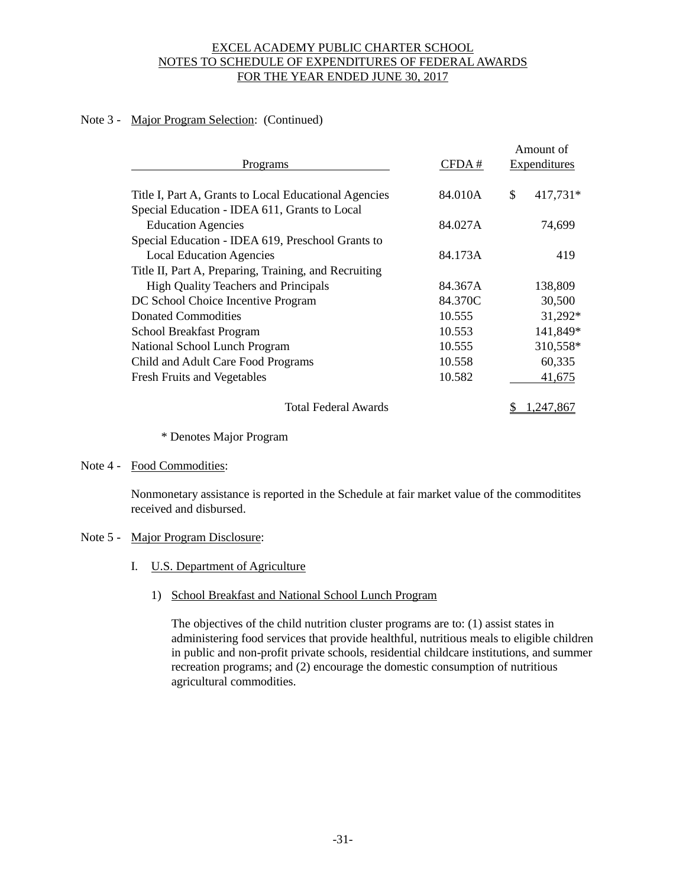# EXCEL ACADEMY PUBLIC CHARTER SCHOOL
## NOTES TO SCHEDULE OF EXPENDITURES OF FEDERAL AWARDS
## FOR THE YEAR ENDED JUNE 30, 2017

Note 3 - Major Program Selection: (Continued)

| Programs | CFDA # | Amount of Expenditures |
|---|---|---|
| Title I, Part A, Grants to Local Educational Agencies | 84.010A | $ 417,731* |
| Special Education - IDEA 611, Grants to Local Education Agencies | 84.027A | 74,699 |
| Special Education - IDEA 619, Preschool Grants to Local Education Agencies | 84.173A | 419 |
| Title II, Part A, Preparing, Training, and Recruiting High Quality Teachers and Principals | 84.367A | 138,809 |
| DC School Choice Incentive Program | 84.370C | 30,500 |
| Donated Commodities | 10.555 | 31,292* |
| School Breakfast Program | 10.553 | 141,849* |
| National School Lunch Program | 10.555 | 310,558* |
| Child and Adult Care Food Programs | 10.558 | 60,335 |
| Fresh Fruits and Vegetables | 10.582 | 41,675 |
| Total Federal Awards | | $ 1,247,867 |

\* Denotes Major Program

Note 4 - Food Commodities:

Nonmonetary assistance is reported in the Schedule at fair market value of the commoditites received and disbursed.

Note 5 - Major Program Disclosure:

I. U.S. Department of Agriculture

1) School Breakfast and National School Lunch Program

The objectives of the child nutrition cluster programs are to: (1) assist states in administering food services that provide healthful, nutritious meals to eligible children in public and non-profit private schools, residential childcare institutions, and summer recreation programs; and (2) encourage the domestic consumption of nutritious agricultural commodities.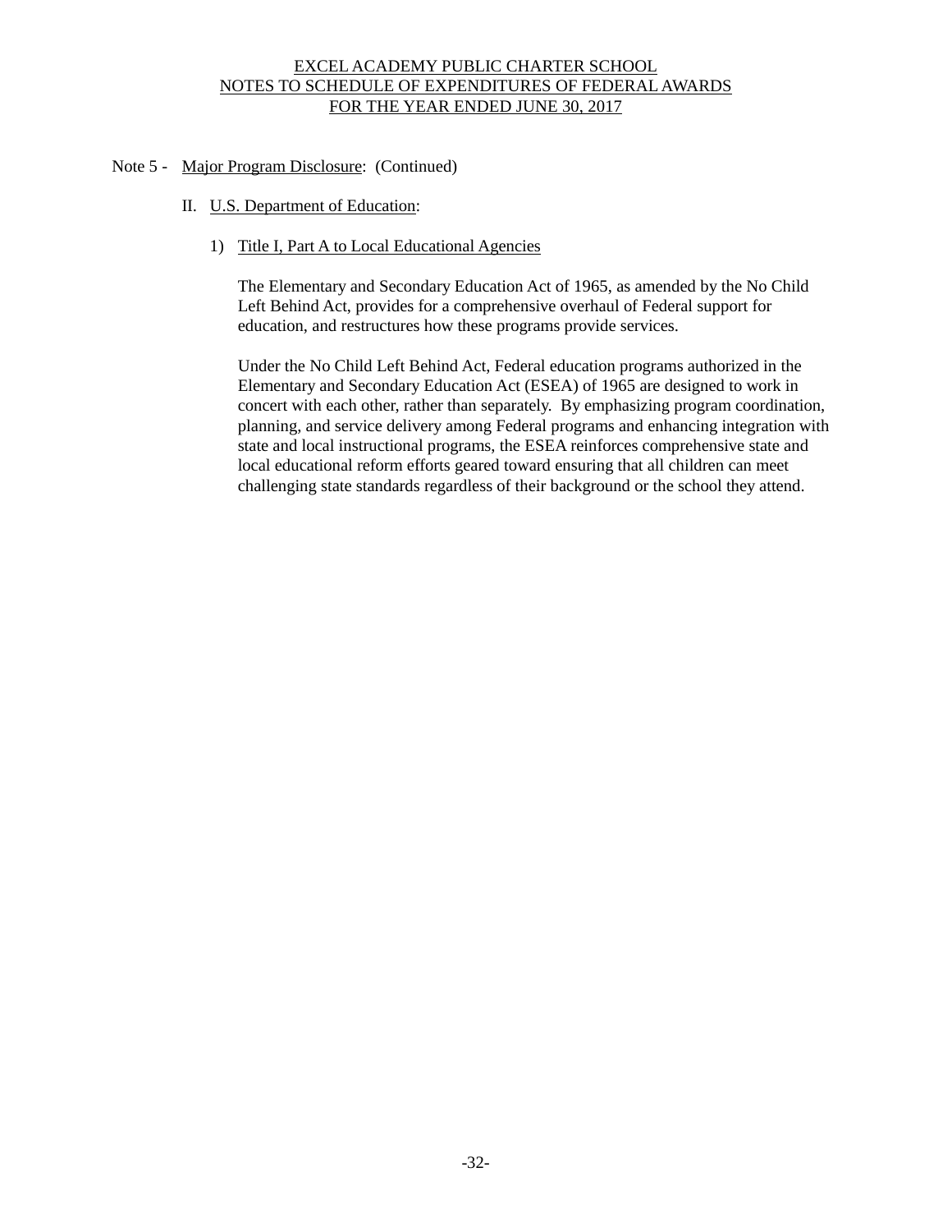EXCEL ACADEMY PUBLIC CHARTER SCHOOL
NOTES TO SCHEDULE OF EXPENDITURES OF FEDERAL AWARDS
FOR THE YEAR ENDED JUNE 30, 2017

Note 5 - Major Program Disclosure: (Continued)

II. U.S. Department of Education:

1) Title I, Part A to Local Educational Agencies

The Elementary and Secondary Education Act of 1965, as amended by the No Child Left Behind Act, provides for a comprehensive overhaul of Federal support for education, and restructures how these programs provide services.

Under the No Child Left Behind Act, Federal education programs authorized in the Elementary and Secondary Education Act (ESEA) of 1965 are designed to work in concert with each other, rather than separately. By emphasizing program coordination, planning, and service delivery among Federal programs and enhancing integration with state and local instructional programs, the ESEA reinforces comprehensive state and local educational reform efforts geared toward ensuring that all children can meet challenging state standards regardless of their background or the school they attend.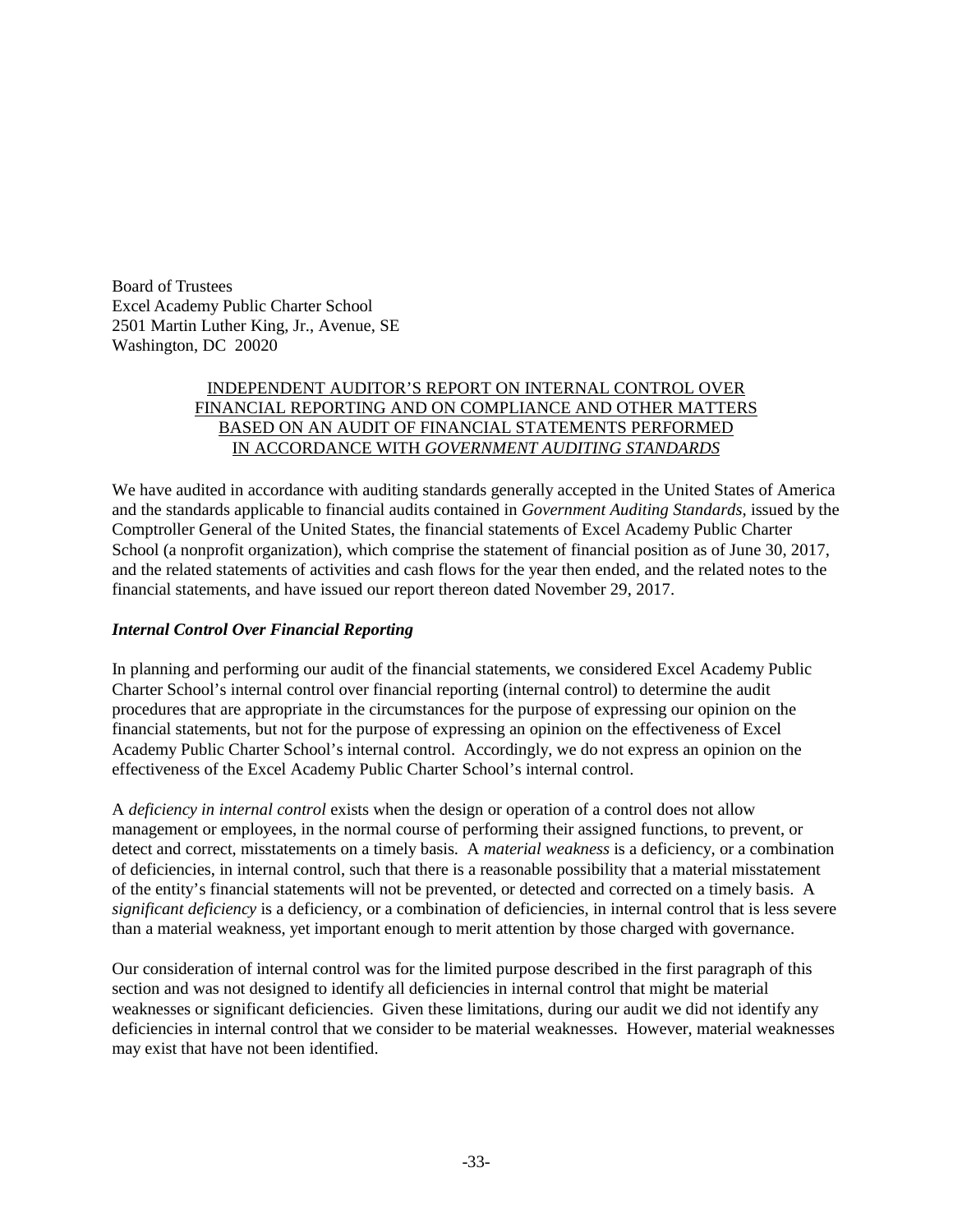Board of Trustees
Excel Academy Public Charter School
2501 Martin Luther King, Jr., Avenue, SE
Washington, DC 20020

## INDEPENDENT AUDITOR'S REPORT ON INTERNAL CONTROL OVER FINANCIAL REPORTING AND ON COMPLIANCE AND OTHER MATTERS BASED ON AN AUDIT OF FINANCIAL STATEMENTS PERFORMED IN ACCORDANCE WITH *GOVERNMENT AUDITING STANDARDS*

We have audited in accordance with auditing standards generally accepted in the United States of America and the standards applicable to financial audits contained in *Government Auditing Standards*, issued by the Comptroller General of the United States, the financial statements of Excel Academy Public Charter School (a nonprofit organization), which comprise the statement of financial position as of June 30, 2017, and the related statements of activities and cash flows for the year then ended, and the related notes to the financial statements, and have issued our report thereon dated November 29, 2017.

### *Internal Control Over Financial Reporting*

In planning and performing our audit of the financial statements, we considered Excel Academy Public Charter School's internal control over financial reporting (internal control) to determine the audit procedures that are appropriate in the circumstances for the purpose of expressing our opinion on the financial statements, but not for the purpose of expressing an opinion on the effectiveness of Excel Academy Public Charter School's internal control. Accordingly, we do not express an opinion on the effectiveness of the Excel Academy Public Charter School's internal control.

A *deficiency in internal control* exists when the design or operation of a control does not allow management or employees, in the normal course of performing their assigned functions, to prevent, or detect and correct, misstatements on a timely basis. A *material weakness* is a deficiency, or a combination of deficiencies, in internal control, such that there is a reasonable possibility that a material misstatement of the entity's financial statements will not be prevented, or detected and corrected on a timely basis. A *significant deficiency* is a deficiency, or a combination of deficiencies, in internal control that is less severe than a material weakness, yet important enough to merit attention by those charged with governance.

Our consideration of internal control was for the limited purpose described in the first paragraph of this section and was not designed to identify all deficiencies in internal control that might be material weaknesses or significant deficiencies. Given these limitations, during our audit we did not identify any deficiencies in internal control that we consider to be material weaknesses. However, material weaknesses may exist that have not been identified.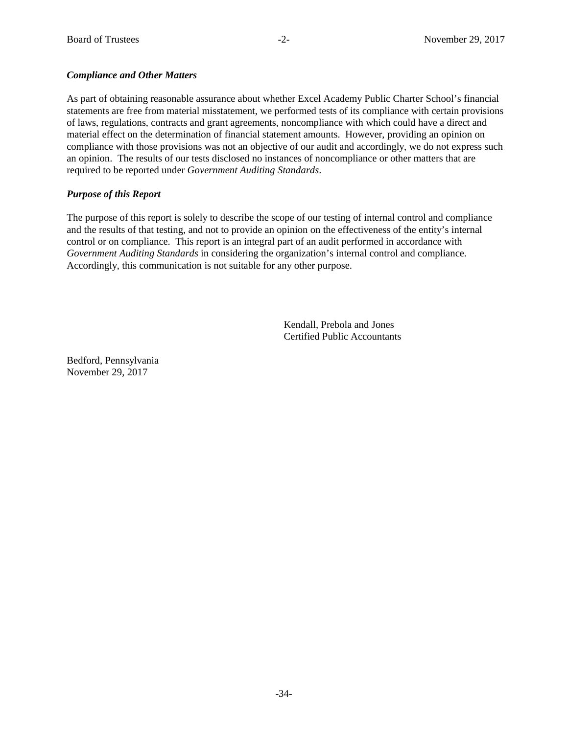***Compliance and Other Matters***

As part of obtaining reasonable assurance about whether Excel Academy Public Charter School's financial statements are free from material misstatement, we performed tests of its compliance with certain provisions of laws, regulations, contracts and grant agreements, noncompliance with which could have a direct and material effect on the determination of financial statement amounts. However, providing an opinion on compliance with those provisions was not an objective of our audit and accordingly, we do not express such an opinion. The results of our tests disclosed no instances of noncompliance or other matters that are required to be reported under *Government Auditing Standards*.

***Purpose of this Report***

The purpose of this report is solely to describe the scope of our testing of internal control and compliance and the results of that testing, and not to provide an opinion on the effectiveness of the entity's internal control or on compliance. This report is an integral part of an audit performed in accordance with *Government Auditing Standards* in considering the organization's internal control and compliance. Accordingly, this communication is not suitable for any other purpose.

Kendall, Prebola and Jones
Certified Public Accountants

Bedford, Pennsylvania
November 29, 2017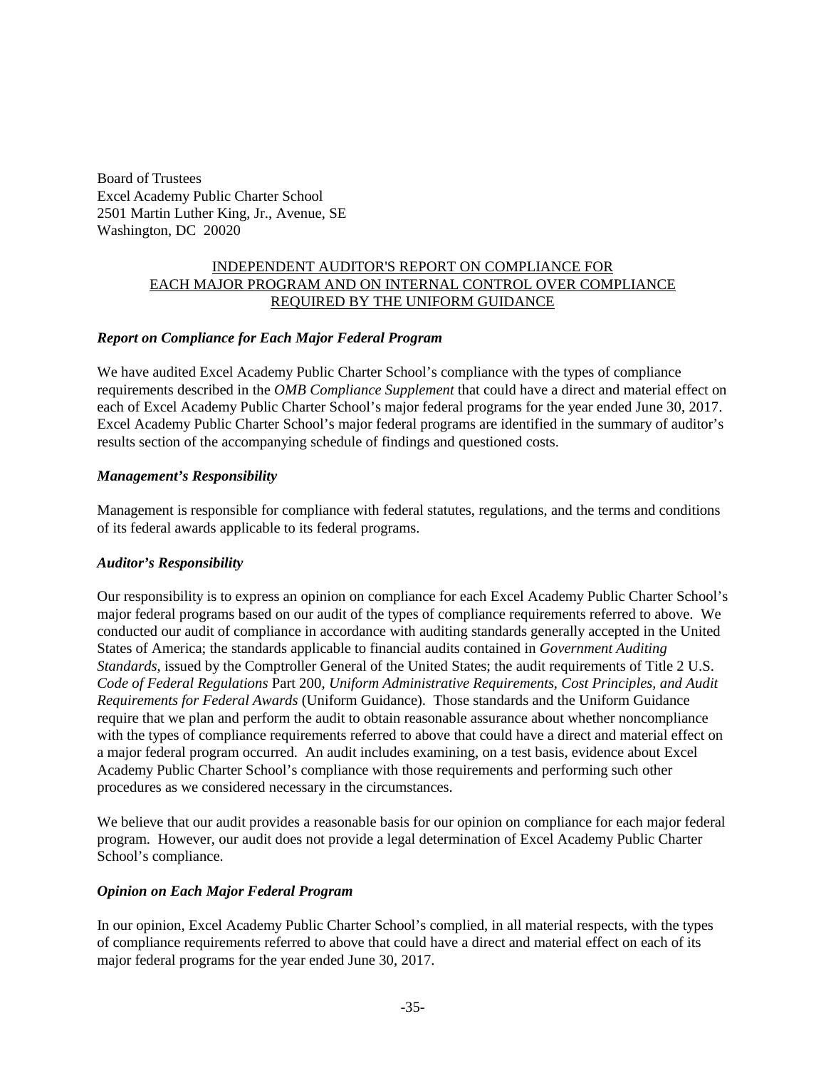Board of Trustees
Excel Academy Public Charter School
2501 Martin Luther King, Jr., Avenue, SE
Washington, DC 20020

## INDEPENDENT AUDITOR'S REPORT ON COMPLIANCE FOR EACH MAJOR PROGRAM AND ON INTERNAL CONTROL OVER COMPLIANCE REQUIRED BY THE UNIFORM GUIDANCE

***Report on Compliance for Each Major Federal Program***

We have audited Excel Academy Public Charter School's compliance with the types of compliance requirements described in the *OMB Compliance Supplement* that could have a direct and material effect on each of Excel Academy Public Charter School's major federal programs for the year ended June 30, 2017. Excel Academy Public Charter School's major federal programs are identified in the summary of auditor's results section of the accompanying schedule of findings and questioned costs.

***Management's Responsibility***

Management is responsible for compliance with federal statutes, regulations, and the terms and conditions of its federal awards applicable to its federal programs.

***Auditor's Responsibility***

Our responsibility is to express an opinion on compliance for each Excel Academy Public Charter School's major federal programs based on our audit of the types of compliance requirements referred to above. We conducted our audit of compliance in accordance with auditing standards generally accepted in the United States of America; the standards applicable to financial audits contained in *Government Auditing Standards*, issued by the Comptroller General of the United States; the audit requirements of Title 2 U.S. *Code of Federal Regulations* Part 200, *Uniform Administrative Requirements, Cost Principles, and Audit Requirements for Federal Awards* (Uniform Guidance). Those standards and the Uniform Guidance require that we plan and perform the audit to obtain reasonable assurance about whether noncompliance with the types of compliance requirements referred to above that could have a direct and material effect on a major federal program occurred. An audit includes examining, on a test basis, evidence about Excel Academy Public Charter School's compliance with those requirements and performing such other procedures as we considered necessary in the circumstances.

We believe that our audit provides a reasonable basis for our opinion on compliance for each major federal program. However, our audit does not provide a legal determination of Excel Academy Public Charter School's compliance.

***Opinion on Each Major Federal Program***

In our opinion, Excel Academy Public Charter School's complied, in all material respects, with the types of compliance requirements referred to above that could have a direct and material effect on each of its major federal programs for the year ended June 30, 2017.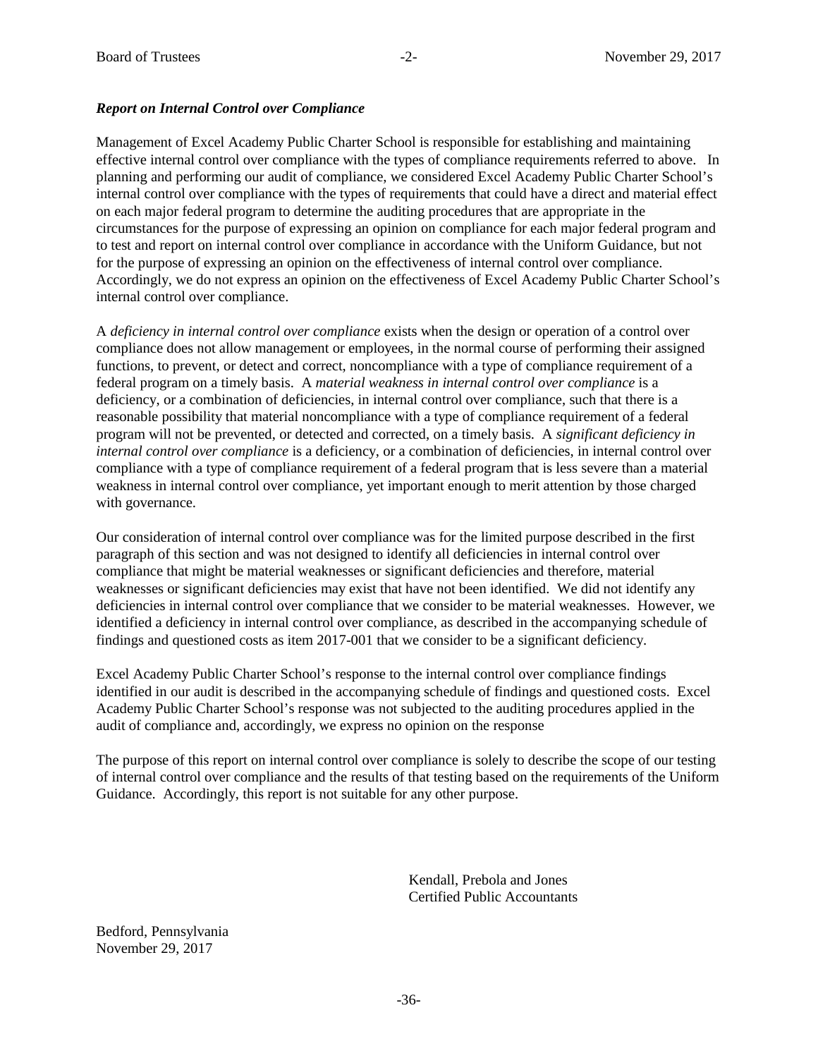### *Report on Internal Control over Compliance*

Management of Excel Academy Public Charter School is responsible for establishing and maintaining effective internal control over compliance with the types of compliance requirements referred to above. In planning and performing our audit of compliance, we considered Excel Academy Public Charter School's internal control over compliance with the types of requirements that could have a direct and material effect on each major federal program to determine the auditing procedures that are appropriate in the circumstances for the purpose of expressing an opinion on compliance for each major federal program and to test and report on internal control over compliance in accordance with the Uniform Guidance, but not for the purpose of expressing an opinion on the effectiveness of internal control over compliance. Accordingly, we do not express an opinion on the effectiveness of Excel Academy Public Charter School's internal control over compliance.

A *deficiency in internal control over compliance* exists when the design or operation of a control over compliance does not allow management or employees, in the normal course of performing their assigned functions, to prevent, or detect and correct, noncompliance with a type of compliance requirement of a federal program on a timely basis. A *material weakness in internal control over compliance* is a deficiency, or a combination of deficiencies, in internal control over compliance, such that there is a reasonable possibility that material noncompliance with a type of compliance requirement of a federal program will not be prevented, or detected and corrected, on a timely basis. A *significant deficiency in internal control over compliance* is a deficiency, or a combination of deficiencies, in internal control over compliance with a type of compliance requirement of a federal program that is less severe than a material weakness in internal control over compliance, yet important enough to merit attention by those charged with governance.

Our consideration of internal control over compliance was for the limited purpose described in the first paragraph of this section and was not designed to identify all deficiencies in internal control over compliance that might be material weaknesses or significant deficiencies and therefore, material weaknesses or significant deficiencies may exist that have not been identified. We did not identify any deficiencies in internal control over compliance that we consider to be material weaknesses. However, we identified a deficiency in internal control over compliance, as described in the accompanying schedule of findings and questioned costs as item 2017-001 that we consider to be a significant deficiency.

Excel Academy Public Charter School's response to the internal control over compliance findings identified in our audit is described in the accompanying schedule of findings and questioned costs. Excel Academy Public Charter School's response was not subjected to the auditing procedures applied in the audit of compliance and, accordingly, we express no opinion on the response

The purpose of this report on internal control over compliance is solely to describe the scope of our testing of internal control over compliance and the results of that testing based on the requirements of the Uniform Guidance. Accordingly, this report is not suitable for any other purpose.

Kendall, Prebola and Jones
Certified Public Accountants

Bedford, Pennsylvania
November 29, 2017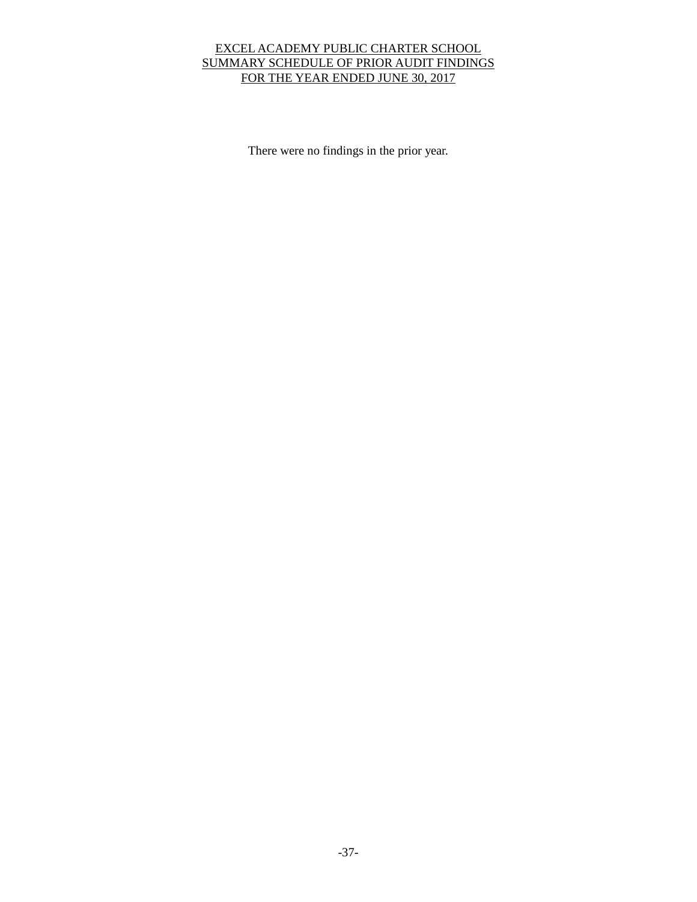# EXCEL ACADEMY PUBLIC CHARTER SCHOOL
## SUMMARY SCHEDULE OF PRIOR AUDIT FINDINGS
### FOR THE YEAR ENDED JUNE 30, 2017

There were no findings in the prior year.